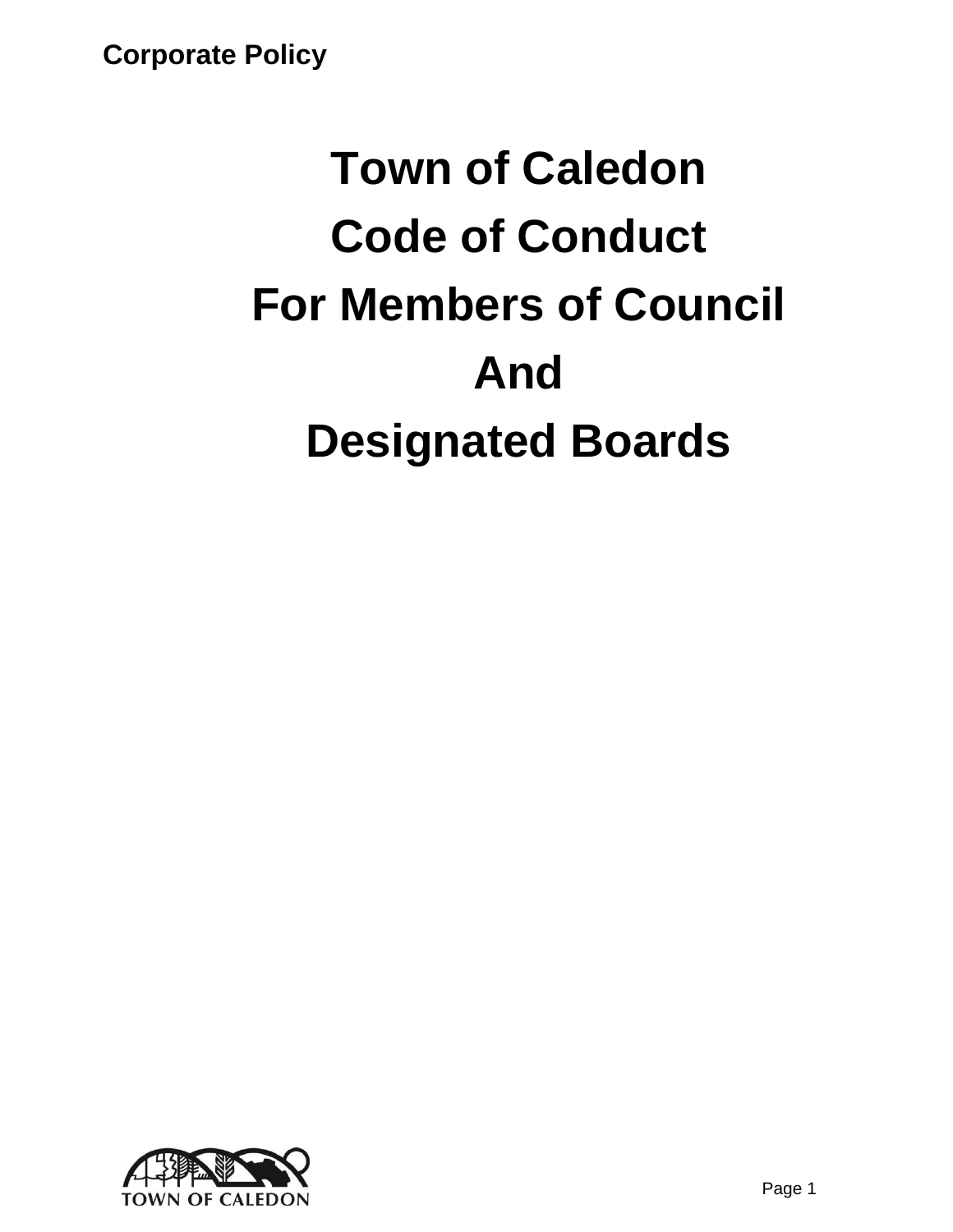**Corporate Policy**

# Town of Caledon
# Code of Conduct
# For Members of Council
# And
# Designated Boards

TOWN OF CALEDON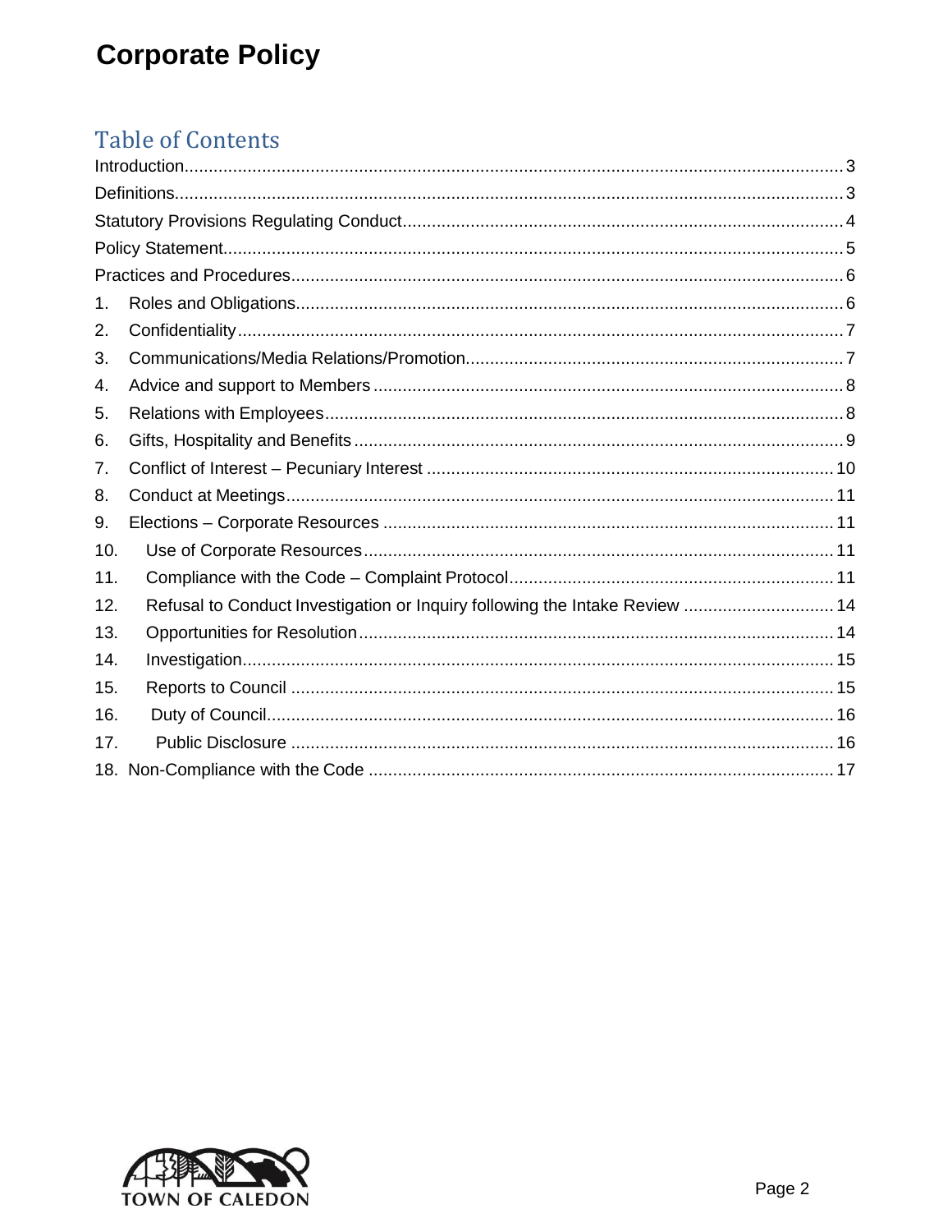# Corporate Policy

## Table of Contents

Introduction........................................................................................................................3
Definitions..........................................................................................................................3
Statutory Provisions Regulating Conduct...........................................................................4
Policy Statement................................................................................................................5
Practices and Procedures..................................................................................................6
1. Roles and Obligations....................................................................................................6
2. Confidentiality...............................................................................................................7
3. Communications/Media Relations/Promotion...............................................................7
4. Advice and support to Members....................................................................................8
5. Relations with Employees..............................................................................................8
6. Gifts, Hospitality and Benefits.......................................................................................9
7. Conflict of Interest – Pecuniary Interest.......................................................................10
8. Conduct at Meetings....................................................................................................11
9. Elections – Corporate Resources.................................................................................11
10. Use of Corporate Resources.......................................................................................11
11. Compliance with the Code – Complaint Protocol.......................................................11
12. Refusal to Conduct Investigation or Inquiry following the Intake Review...................14
13. Opportunities for Resolution.......................................................................................14
14. Investigation................................................................................................................15
15. Reports to Council.......................................................................................................15
16. Duty of Council............................................................................................................16
17. Public Disclosure.........................................................................................................16
18. Non-Compliance with the Code..................................................................................17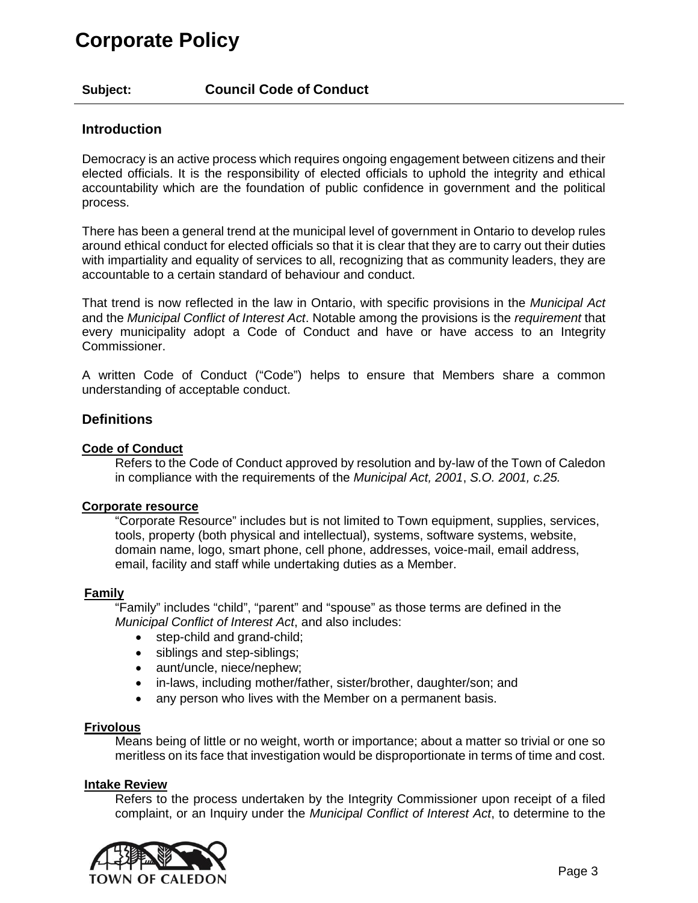# Corporate Policy

**Subject:** **Council Code of Conduct**

## Introduction

Democracy is an active process which requires ongoing engagement between citizens and their elected officials. It is the responsibility of elected officials to uphold the integrity and ethical accountability which are the foundation of public confidence in government and the political process.

There has been a general trend at the municipal level of government in Ontario to develop rules around ethical conduct for elected officials so that it is clear that they are to carry out their duties with impartiality and equality of services to all, recognizing that as community leaders, they are accountable to a certain standard of behaviour and conduct.

That trend is now reflected in the law in Ontario, with specific provisions in the *Municipal Act* and the *Municipal Conflict of Interest Act*. Notable among the provisions is the *requirement* that every municipality adopt a Code of Conduct and have or have access to an Integrity Commissioner.

A written Code of Conduct ("Code") helps to ensure that Members share a common understanding of acceptable conduct.

## Definitions

**Code of Conduct**

Refers to the Code of Conduct approved by resolution and by-law of the Town of Caledon in compliance with the requirements of the *Municipal Act, 2001*, *S.O. 2001, c.25.*

**Corporate resource**

"Corporate Resource" includes but is not limited to Town equipment, supplies, services, tools, property (both physical and intellectual), systems, software systems, website, domain name, logo, smart phone, cell phone, addresses, voice-mail, email address, email, facility and staff while undertaking duties as a Member.

**Family**

"Family" includes "child", "parent" and "spouse" as those terms are defined in the *Municipal Conflict of Interest Act*, and also includes:

- step-child and grand-child;
- siblings and step-siblings;
- aunt/uncle, niece/nephew;
- in-laws, including mother/father, sister/brother, daughter/son; and
- any person who lives with the Member on a permanent basis.

**Frivolous**

Means being of little or no weight, worth or importance; about a matter so trivial or one so meritless on its face that investigation would be disproportionate in terms of time and cost.

**Intake Review**

Refers to the process undertaken by the Integrity Commissioner upon receipt of a filed complaint, or an Inquiry under the *Municipal Conflict of Interest Act*, to determine to the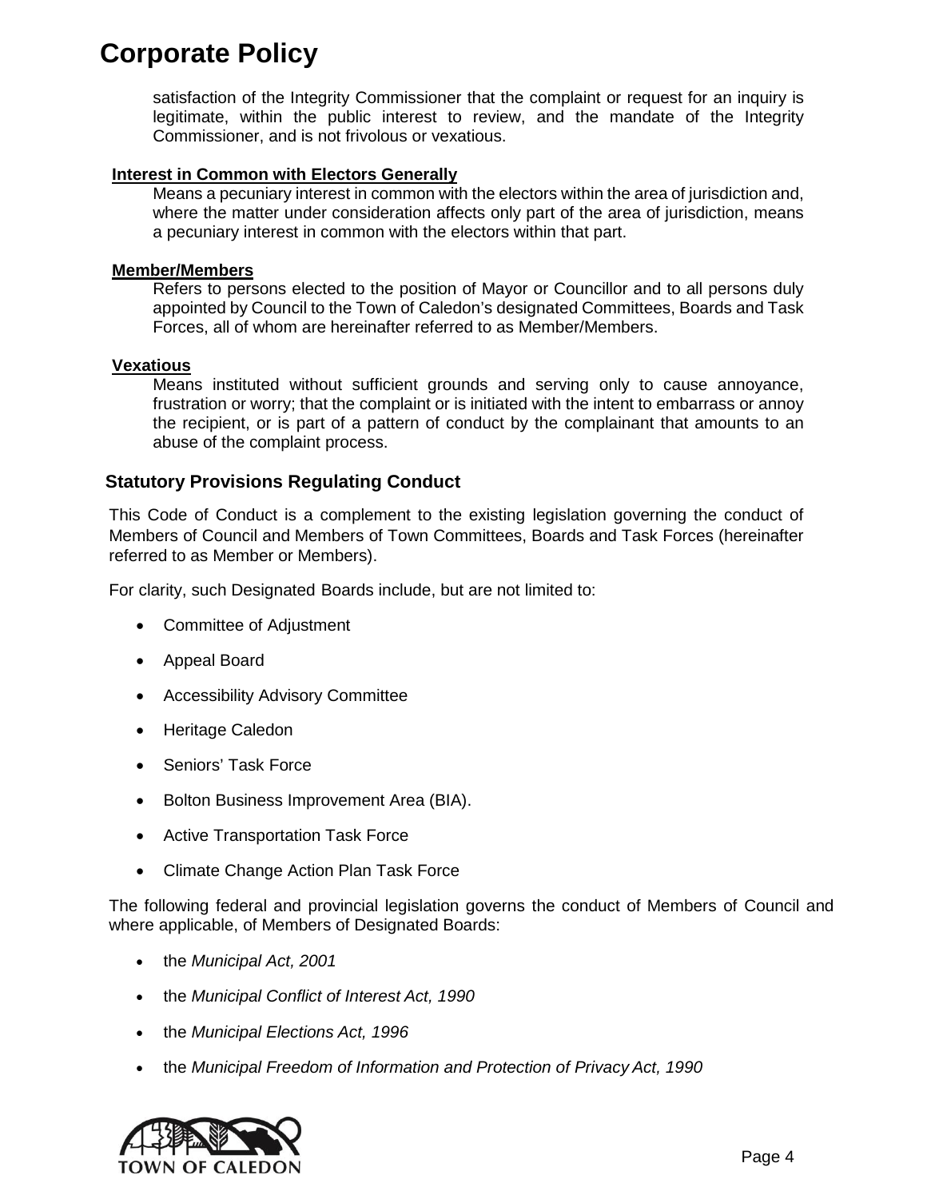satisfaction of the Integrity Commissioner that the complaint or request for an inquiry is legitimate, within the public interest to review, and the mandate of the Integrity Commissioner, and is not frivolous or vexatious.

**Interest in Common with Electors Generally**

Means a pecuniary interest in common with the electors within the area of jurisdiction and, where the matter under consideration affects only part of the area of jurisdiction, means a pecuniary interest in common with the electors within that part.

**Member/Members**

Refers to persons elected to the position of Mayor or Councillor and to all persons duly appointed by Council to the Town of Caledon's designated Committees, Boards and Task Forces, all of whom are hereinafter referred to as Member/Members.

**Vexatious**

Means instituted without sufficient grounds and serving only to cause annoyance, frustration or worry; that the complaint or is initiated with the intent to embarrass or annoy the recipient, or is part of a pattern of conduct by the complainant that amounts to an abuse of the complaint process.

## Statutory Provisions Regulating Conduct

This Code of Conduct is a complement to the existing legislation governing the conduct of Members of Council and Members of Town Committees, Boards and Task Forces (hereinafter referred to as Member or Members).

For clarity, such Designated Boards include, but are not limited to:

- Committee of Adjustment
- Appeal Board
- Accessibility Advisory Committee
- Heritage Caledon
- Seniors' Task Force
- Bolton Business Improvement Area (BIA).
- Active Transportation Task Force
- Climate Change Action Plan Task Force

The following federal and provincial legislation governs the conduct of Members of Council and where applicable, of Members of Designated Boards:

- the *Municipal Act, 2001*
- the *Municipal Conflict of Interest Act, 1990*
- the *Municipal Elections Act, 1996*
- the *Municipal Freedom of Information and Protection of Privacy Act, 1990*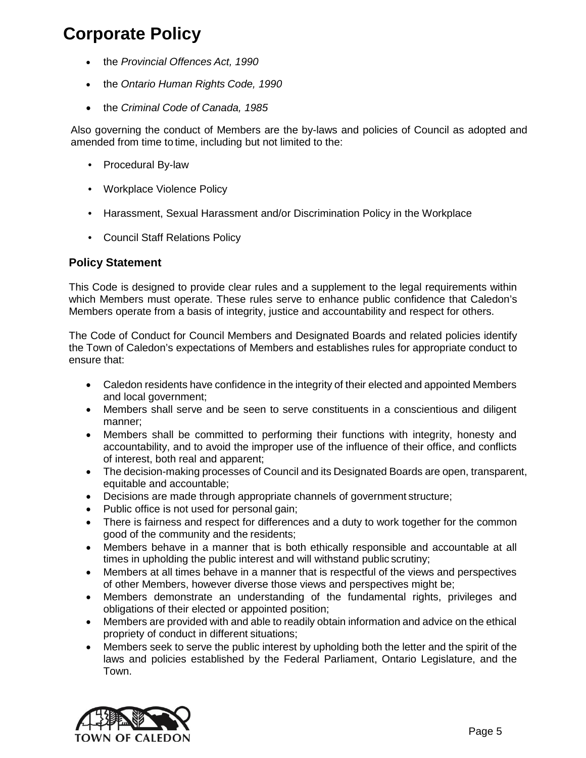- the *Provincial Offences Act, 1990*
- the *Ontario Human Rights Code, 1990*
- the *Criminal Code of Canada, 1985*

Also governing the conduct of Members are the by-laws and policies of Council as adopted and amended from time to time, including but not limited to the:

- Procedural By-law
- Workplace Violence Policy
- Harassment, Sexual Harassment and/or Discrimination Policy in the Workplace
- Council Staff Relations Policy

### Policy Statement

This Code is designed to provide clear rules and a supplement to the legal requirements within which Members must operate. These rules serve to enhance public confidence that Caledon's Members operate from a basis of integrity, justice and accountability and respect for others.

The Code of Conduct for Council Members and Designated Boards and related policies identify the Town of Caledon's expectations of Members and establishes rules for appropriate conduct to ensure that:

- Caledon residents have confidence in the integrity of their elected and appointed Members and local government;
- Members shall serve and be seen to serve constituents in a conscientious and diligent manner;
- Members shall be committed to performing their functions with integrity, honesty and accountability, and to avoid the improper use of the influence of their office, and conflicts of interest, both real and apparent;
- The decision-making processes of Council and its Designated Boards are open, transparent, equitable and accountable;
- Decisions are made through appropriate channels of government structure;
- Public office is not used for personal gain;
- There is fairness and respect for differences and a duty to work together for the common good of the community and the residents;
- Members behave in a manner that is both ethically responsible and accountable at all times in upholding the public interest and will withstand public scrutiny;
- Members at all times behave in a manner that is respectful of the views and perspectives of other Members, however diverse those views and perspectives might be;
- Members demonstrate an understanding of the fundamental rights, privileges and obligations of their elected or appointed position;
- Members are provided with and able to readily obtain information and advice on the ethical propriety of conduct in different situations;
- Members seek to serve the public interest by upholding both the letter and the spirit of the laws and policies established by the Federal Parliament, Ontario Legislature, and the Town.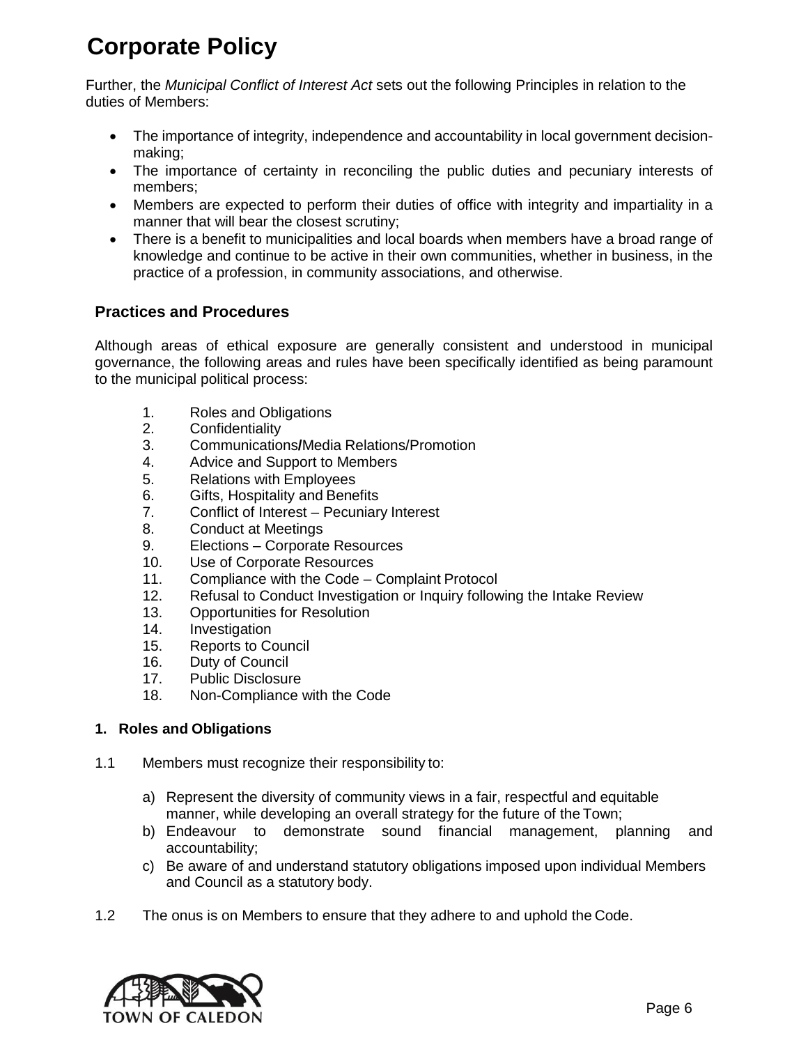# Corporate Policy

Further, the *Municipal Conflict of Interest Act* sets out the following Principles in relation to the duties of Members:

- The importance of integrity, independence and accountability in local government decision-making;
- The importance of certainty in reconciling the public duties and pecuniary interests of members;
- Members are expected to perform their duties of office with integrity and impartiality in a manner that will bear the closest scrutiny;
- There is a benefit to municipalities and local boards when members have a broad range of knowledge and continue to be active in their own communities, whether in business, in the practice of a profession, in community associations, and otherwise.

## Practices and Procedures

Although areas of ethical exposure are generally consistent and understood in municipal governance, the following areas and rules have been specifically identified as being paramount to the municipal political process:

1. Roles and Obligations
2. Confidentiality
3. Communications/Media Relations/Promotion
4. Advice and Support to Members
5. Relations with Employees
6. Gifts, Hospitality and Benefits
7. Conflict of Interest – Pecuniary Interest
8. Conduct at Meetings
9. Elections – Corporate Resources
10. Use of Corporate Resources
11. Compliance with the Code – Complaint Protocol
12. Refusal to Conduct Investigation or Inquiry following the Intake Review
13. Opportunities for Resolution
14. Investigation
15. Reports to Council
16. Duty of Council
17. Public Disclosure
18. Non-Compliance with the Code

### 1. Roles and Obligations

1.1 Members must recognize their responsibility to:

a) Represent the diversity of community views in a fair, respectful and equitable manner, while developing an overall strategy for the future of the Town;
b) Endeavour to demonstrate sound financial management, planning and accountability;
c) Be aware of and understand statutory obligations imposed upon individual Members and Council as a statutory body.

1.2 The onus is on Members to ensure that they adhere to and uphold the Code.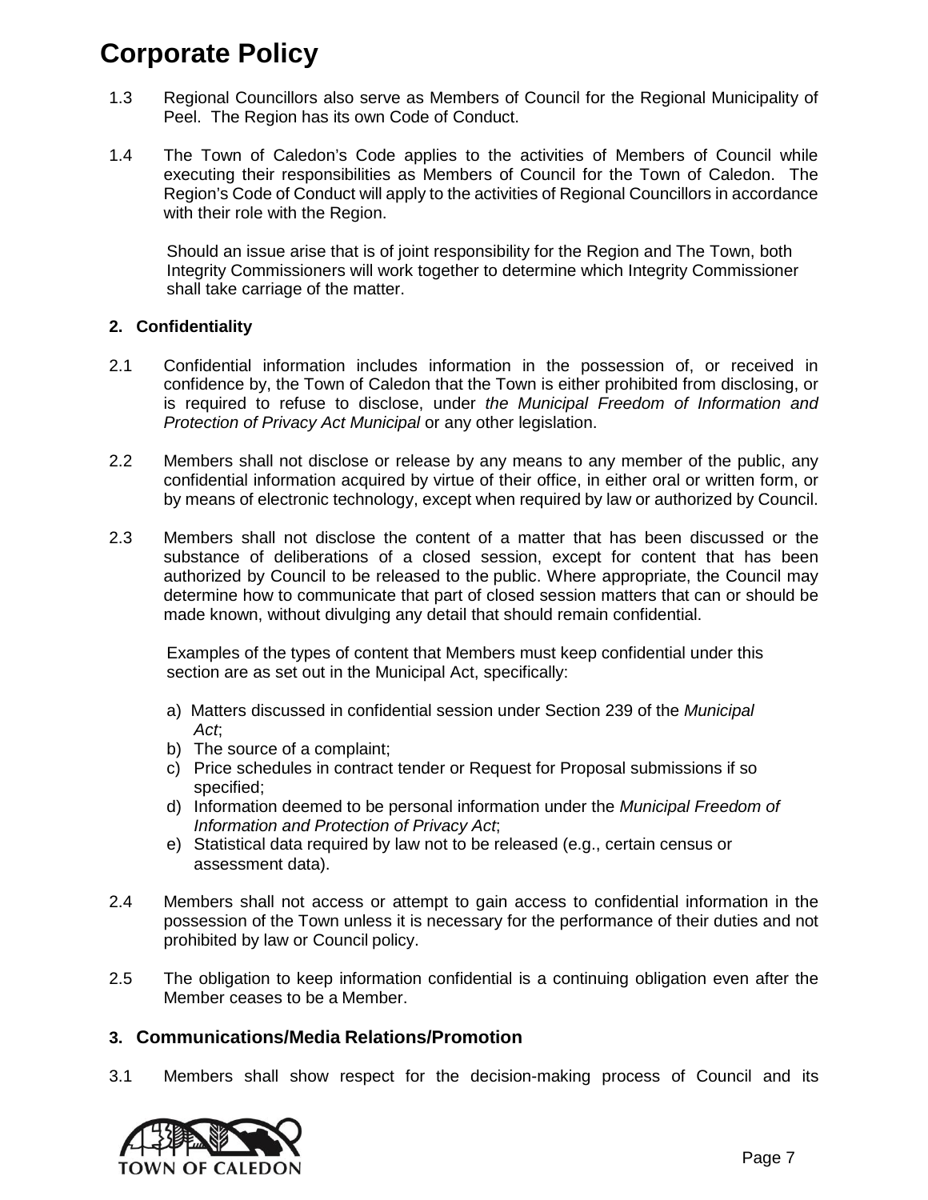1.3 Regional Councillors also serve as Members of Council for the Regional Municipality of Peel. The Region has its own Code of Conduct.

1.4 The Town of Caledon's Code applies to the activities of Members of Council while executing their responsibilities as Members of Council for the Town of Caledon. The Region's Code of Conduct will apply to the activities of Regional Councillors in accordance with their role with the Region.

Should an issue arise that is of joint responsibility for the Region and The Town, both Integrity Commissioners will work together to determine which Integrity Commissioner shall take carriage of the matter.

## 2. Confidentiality

2.1 Confidential information includes information in the possession of, or received in confidence by, the Town of Caledon that the Town is either prohibited from disclosing, or is required to refuse to disclose, under *the Municipal Freedom of Information and Protection of Privacy Act Municipal* or any other legislation.

2.2 Members shall not disclose or release by any means to any member of the public, any confidential information acquired by virtue of their office, in either oral or written form, or by means of electronic technology, except when required by law or authorized by Council.

2.3 Members shall not disclose the content of a matter that has been discussed or the substance of deliberations of a closed session, except for content that has been authorized by Council to be released to the public. Where appropriate, the Council may determine how to communicate that part of closed session matters that can or should be made known, without divulging any detail that should remain confidential.

Examples of the types of content that Members must keep confidential under this section are as set out in the Municipal Act, specifically:

a) Matters discussed in confidential session under Section 239 of the *Municipal Act*;
b) The source of a complaint;
c) Price schedules in contract tender or Request for Proposal submissions if so specified;
d) Information deemed to be personal information under the *Municipal Freedom of Information and Protection of Privacy Act*;
e) Statistical data required by law not to be released (e.g., certain census or assessment data).

2.4 Members shall not access or attempt to gain access to confidential information in the possession of the Town unless it is necessary for the performance of their duties and not prohibited by law or Council policy.

2.5 The obligation to keep information confidential is a continuing obligation even after the Member ceases to be a Member.

## 3. Communications/Media Relations/Promotion

3.1 Members shall show respect for the decision-making process of Council and its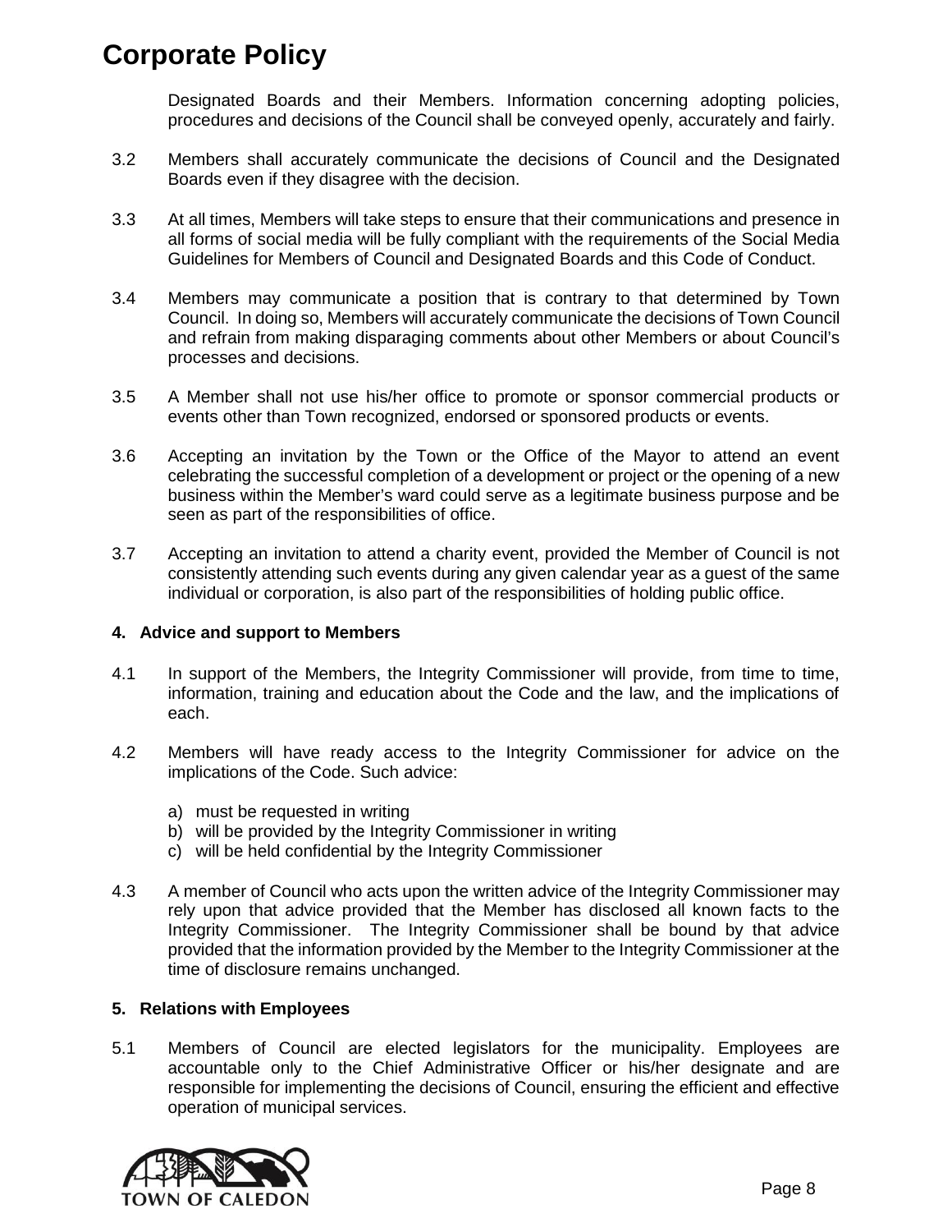Designated Boards and their Members. Information concerning adopting policies, procedures and decisions of the Council shall be conveyed openly, accurately and fairly.

3.2 Members shall accurately communicate the decisions of Council and the Designated Boards even if they disagree with the decision.

3.3 At all times, Members will take steps to ensure that their communications and presence in all forms of social media will be fully compliant with the requirements of the Social Media Guidelines for Members of Council and Designated Boards and this Code of Conduct.

3.4 Members may communicate a position that is contrary to that determined by Town Council. In doing so, Members will accurately communicate the decisions of Town Council and refrain from making disparaging comments about other Members or about Council's processes and decisions.

3.5 A Member shall not use his/her office to promote or sponsor commercial products or events other than Town recognized, endorsed or sponsored products or events.

3.6 Accepting an invitation by the Town or the Office of the Mayor to attend an event celebrating the successful completion of a development or project or the opening of a new business within the Member's ward could serve as a legitimate business purpose and be seen as part of the responsibilities of office.

3.7 Accepting an invitation to attend a charity event, provided the Member of Council is not consistently attending such events during any given calendar year as a guest of the same individual or corporation, is also part of the responsibilities of holding public office.

**4. Advice and support to Members**

4.1 In support of the Members, the Integrity Commissioner will provide, from time to time, information, training and education about the Code and the law, and the implications of each.

4.2 Members will have ready access to the Integrity Commissioner for advice on the implications of the Code. Such advice:

a) must be requested in writing
b) will be provided by the Integrity Commissioner in writing
c) will be held confidential by the Integrity Commissioner

4.3 A member of Council who acts upon the written advice of the Integrity Commissioner may rely upon that advice provided that the Member has disclosed all known facts to the Integrity Commissioner. The Integrity Commissioner shall be bound by that advice provided that the information provided by the Member to the Integrity Commissioner at the time of disclosure remains unchanged.

**5. Relations with Employees**

5.1 Members of Council are elected legislators for the municipality. Employees are accountable only to the Chief Administrative Officer or his/her designate and are responsible for implementing the decisions of Council, ensuring the efficient and effective operation of municipal services.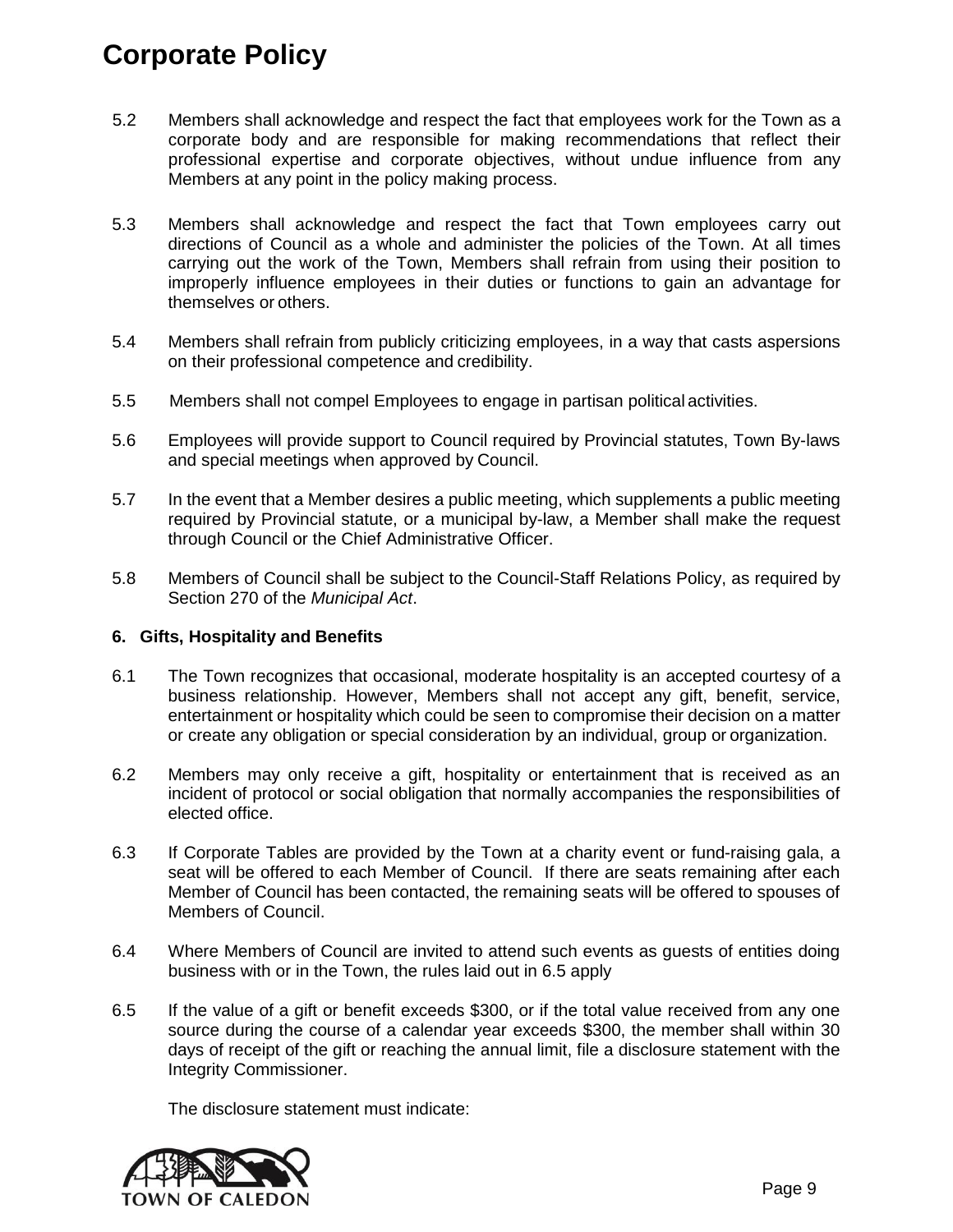5.2 Members shall acknowledge and respect the fact that employees work for the Town as a corporate body and are responsible for making recommendations that reflect their professional expertise and corporate objectives, without undue influence from any Members at any point in the policy making process.

5.3 Members shall acknowledge and respect the fact that Town employees carry out directions of Council as a whole and administer the policies of the Town. At all times carrying out the work of the Town, Members shall refrain from using their position to improperly influence employees in their duties or functions to gain an advantage for themselves or others.

5.4 Members shall refrain from publicly criticizing employees, in a way that casts aspersions on their professional competence and credibility.

5.5 Members shall not compel Employees to engage in partisan political activities.

5.6 Employees will provide support to Council required by Provincial statutes, Town By-laws and special meetings when approved by Council.

5.7 In the event that a Member desires a public meeting, which supplements a public meeting required by Provincial statute, or a municipal by-law, a Member shall make the request through Council or the Chief Administrative Officer.

5.8 Members of Council shall be subject to the Council-Staff Relations Policy, as required by Section 270 of the *Municipal Act*.

**6. Gifts, Hospitality and Benefits**

6.1 The Town recognizes that occasional, moderate hospitality is an accepted courtesy of a business relationship. However, Members shall not accept any gift, benefit, service, entertainment or hospitality which could be seen to compromise their decision on a matter or create any obligation or special consideration by an individual, group or organization.

6.2 Members may only receive a gift, hospitality or entertainment that is received as an incident of protocol or social obligation that normally accompanies the responsibilities of elected office.

6.3 If Corporate Tables are provided by the Town at a charity event or fund-raising gala, a seat will be offered to each Member of Council. If there are seats remaining after each Member of Council has been contacted, the remaining seats will be offered to spouses of Members of Council.

6.4 Where Members of Council are invited to attend such events as guests of entities doing business with or in the Town, the rules laid out in 6.5 apply

6.5 If the value of a gift or benefit exceeds $300, or if the total value received from any one source during the course of a calendar year exceeds $300, the member shall within 30 days of receipt of the gift or reaching the annual limit, file a disclosure statement with the Integrity Commissioner.

The disclosure statement must indicate: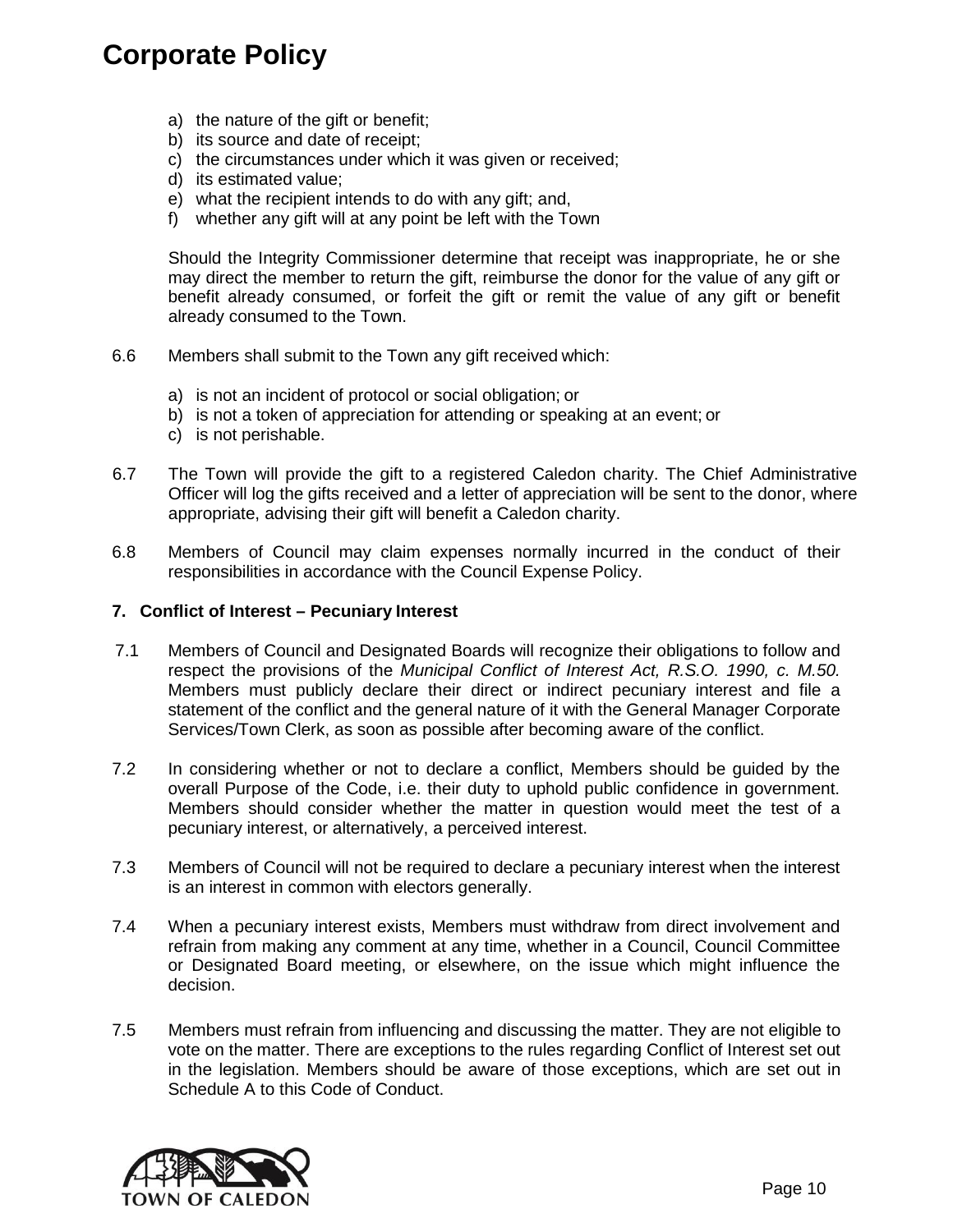a) the nature of the gift or benefit;
b) its source and date of receipt;
c) the circumstances under which it was given or received;
d) its estimated value;
e) what the recipient intends to do with any gift; and,
f) whether any gift will at any point be left with the Town

Should the Integrity Commissioner determine that receipt was inappropriate, he or she may direct the member to return the gift, reimburse the donor for the value of any gift or benefit already consumed, or forfeit the gift or remit the value of any gift or benefit already consumed to the Town.

6.6 Members shall submit to the Town any gift received which:

a) is not an incident of protocol or social obligation; or
b) is not a token of appreciation for attending or speaking at an event; or
c) is not perishable.

6.7 The Town will provide the gift to a registered Caledon charity. The Chief Administrative Officer will log the gifts received and a letter of appreciation will be sent to the donor, where appropriate, advising their gift will benefit a Caledon charity.

6.8 Members of Council may claim expenses normally incurred in the conduct of their responsibilities in accordance with the Council Expense Policy.

**7. Conflict of Interest – Pecuniary Interest**

7.1 Members of Council and Designated Boards will recognize their obligations to follow and respect the provisions of the *Municipal Conflict of Interest Act, R.S.O. 1990, c. M.50.* Members must publicly declare their direct or indirect pecuniary interest and file a statement of the conflict and the general nature of it with the General Manager Corporate Services/Town Clerk, as soon as possible after becoming aware of the conflict.

7.2 In considering whether or not to declare a conflict, Members should be guided by the overall Purpose of the Code, i.e. their duty to uphold public confidence in government. Members should consider whether the matter in question would meet the test of a pecuniary interest, or alternatively, a perceived interest.

7.3 Members of Council will not be required to declare a pecuniary interest when the interest is an interest in common with electors generally.

7.4 When a pecuniary interest exists, Members must withdraw from direct involvement and refrain from making any comment at any time, whether in a Council, Council Committee or Designated Board meeting, or elsewhere, on the issue which might influence the decision.

7.5 Members must refrain from influencing and discussing the matter. They are not eligible to vote on the matter. There are exceptions to the rules regarding Conflict of Interest set out in the legislation. Members should be aware of those exceptions, which are set out in Schedule A to this Code of Conduct.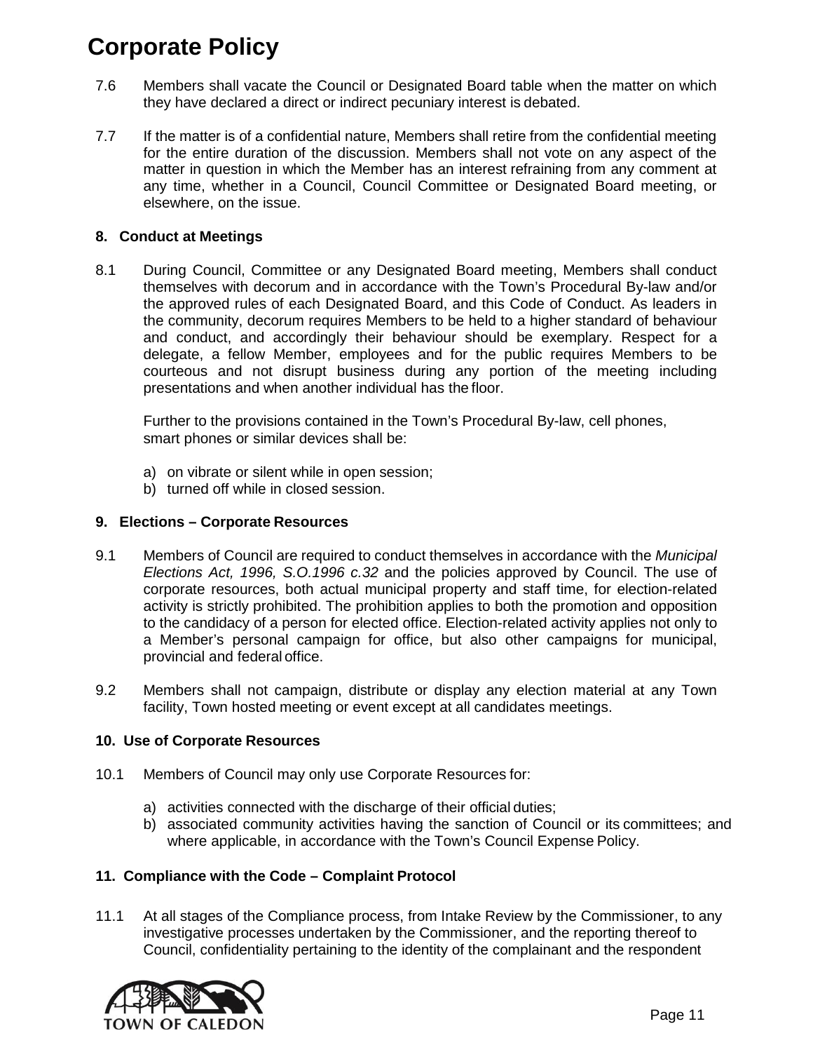# Corporate Policy

7.6 Members shall vacate the Council or Designated Board table when the matter on which they have declared a direct or indirect pecuniary interest is debated.

7.7 If the matter is of a confidential nature, Members shall retire from the confidential meeting for the entire duration of the discussion. Members shall not vote on any aspect of the matter in question in which the Member has an interest refraining from any comment at any time, whether in a Council, Council Committee or Designated Board meeting, or elsewhere, on the issue.

### 8. Conduct at Meetings

8.1 During Council, Committee or any Designated Board meeting, Members shall conduct themselves with decorum and in accordance with the Town's Procedural By-law and/or the approved rules of each Designated Board, and this Code of Conduct. As leaders in the community, decorum requires Members to be held to a higher standard of behaviour and conduct, and accordingly their behaviour should be exemplary. Respect for a delegate, a fellow Member, employees and for the public requires Members to be courteous and not disrupt business during any portion of the meeting including presentations and when another individual has the floor.

Further to the provisions contained in the Town's Procedural By-law, cell phones, smart phones or similar devices shall be:

a) on vibrate or silent while in open session;
b) turned off while in closed session.

### 9. Elections – Corporate Resources

9.1 Members of Council are required to conduct themselves in accordance with the *Municipal Elections Act, 1996, S.O.1996 c.32* and the policies approved by Council. The use of corporate resources, both actual municipal property and staff time, for election-related activity is strictly prohibited. The prohibition applies to both the promotion and opposition to the candidacy of a person for elected office. Election-related activity applies not only to a Member's personal campaign for office, but also other campaigns for municipal, provincial and federal office.

9.2 Members shall not campaign, distribute or display any election material at any Town facility, Town hosted meeting or event except at all candidates meetings.

### 10. Use of Corporate Resources

10.1 Members of Council may only use Corporate Resources for:

a) activities connected with the discharge of their official duties;
b) associated community activities having the sanction of Council or its committees; and where applicable, in accordance with the Town's Council Expense Policy.

### 11. Compliance with the Code – Complaint Protocol

11.1 At all stages of the Compliance process, from Intake Review by the Commissioner, to any investigative processes undertaken by the Commissioner, and the reporting thereof to Council, confidentiality pertaining to the identity of the complainant and the respondent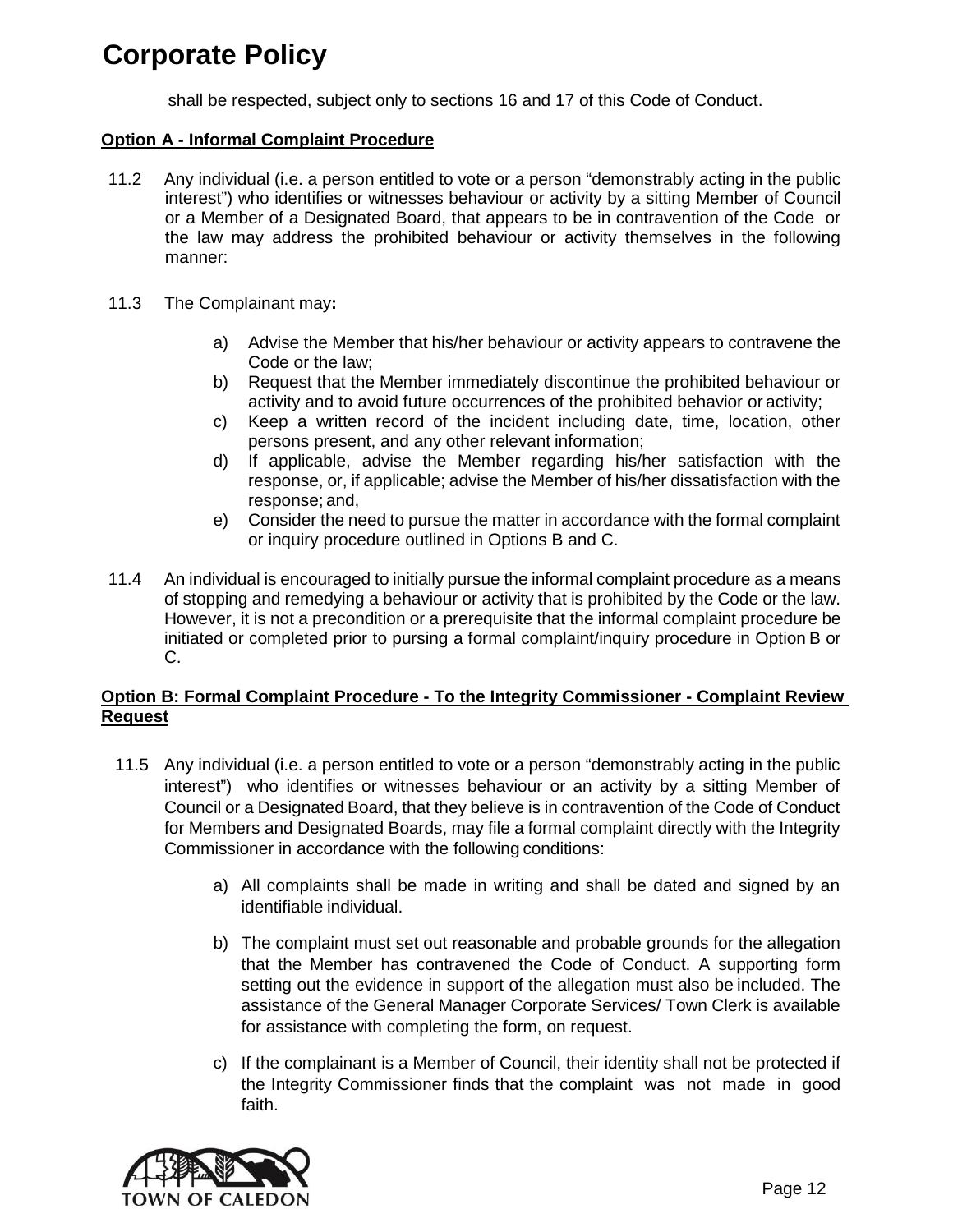shall be respected, subject only to sections 16 and 17 of this Code of Conduct.

**Option A - Informal Complaint Procedure**

11.2 Any individual (i.e. a person entitled to vote or a person "demonstrably acting in the public interest") who identifies or witnesses behaviour or activity by a sitting Member of Council or a Member of a Designated Board, that appears to be in contravention of the Code or the law may address the prohibited behaviour or activity themselves in the following manner:

11.3 The Complainant may**:**

a) Advise the Member that his/her behaviour or activity appears to contravene the Code or the law;
b) Request that the Member immediately discontinue the prohibited behaviour or activity and to avoid future occurrences of the prohibited behavior or activity;
c) Keep a written record of the incident including date, time, location, other persons present, and any other relevant information;
d) If applicable, advise the Member regarding his/her satisfaction with the response, or, if applicable; advise the Member of his/her dissatisfaction with the response; and,
e) Consider the need to pursue the matter in accordance with the formal complaint or inquiry procedure outlined in Options B and C.

11.4 An individual is encouraged to initially pursue the informal complaint procedure as a means of stopping and remedying a behaviour or activity that is prohibited by the Code or the law. However, it is not a precondition or a prerequisite that the informal complaint procedure be initiated or completed prior to pursing a formal complaint/inquiry procedure in Option B or C.

**Option B: Formal Complaint Procedure - To the Integrity Commissioner - Complaint Review Request**

11.5 Any individual (i.e. a person entitled to vote or a person "demonstrably acting in the public interest") who identifies or witnesses behaviour or an activity by a sitting Member of Council or a Designated Board, that they believe is in contravention of the Code of Conduct for Members and Designated Boards, may file a formal complaint directly with the Integrity Commissioner in accordance with the following conditions:

a) All complaints shall be made in writing and shall be dated and signed by an identifiable individual.

b) The complaint must set out reasonable and probable grounds for the allegation that the Member has contravened the Code of Conduct. A supporting form setting out the evidence in support of the allegation must also be included. The assistance of the General Manager Corporate Services/ Town Clerk is available for assistance with completing the form, on request.

c) If the complainant is a Member of Council, their identity shall not be protected if the Integrity Commissioner finds that the complaint was not made in good faith.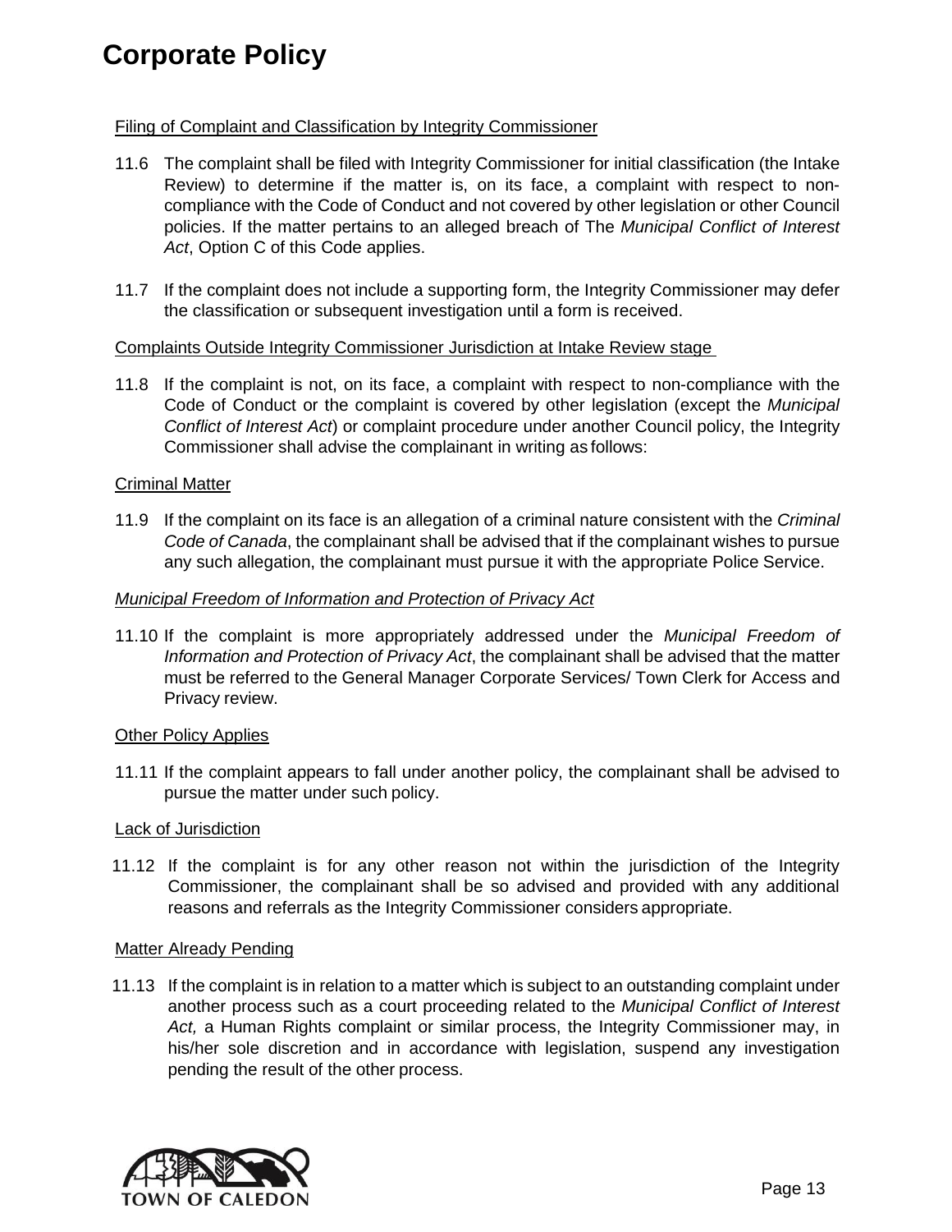# Corporate Policy

Filing of Complaint and Classification by Integrity Commissioner

11.6 The complaint shall be filed with Integrity Commissioner for initial classification (the Intake Review) to determine if the matter is, on its face, a complaint with respect to non-compliance with the Code of Conduct and not covered by other legislation or other Council policies. If the matter pertains to an alleged breach of The *Municipal Conflict of Interest Act*, Option C of this Code applies.

11.7 If the complaint does not include a supporting form, the Integrity Commissioner may defer the classification or subsequent investigation until a form is received.

Complaints Outside Integrity Commissioner Jurisdiction at Intake Review stage

11.8 If the complaint is not, on its face, a complaint with respect to non-compliance with the Code of Conduct or the complaint is covered by other legislation (except the *Municipal Conflict of Interest Act*) or complaint procedure under another Council policy, the Integrity Commissioner shall advise the complainant in writing as follows:

Criminal Matter

11.9 If the complaint on its face is an allegation of a criminal nature consistent with the *Criminal Code of Canada*, the complainant shall be advised that if the complainant wishes to pursue any such allegation, the complainant must pursue it with the appropriate Police Service.

*Municipal Freedom of Information and Protection of Privacy Act*

11.10 If the complaint is more appropriately addressed under the *Municipal Freedom of Information and Protection of Privacy Act*, the complainant shall be advised that the matter must be referred to the General Manager Corporate Services/ Town Clerk for Access and Privacy review.

Other Policy Applies

11.11 If the complaint appears to fall under another policy, the complainant shall be advised to pursue the matter under such policy.

Lack of Jurisdiction

11.12 If the complaint is for any other reason not within the jurisdiction of the Integrity Commissioner, the complainant shall be so advised and provided with any additional reasons and referrals as the Integrity Commissioner considers appropriate.

Matter Already Pending

11.13 If the complaint is in relation to a matter which is subject to an outstanding complaint under another process such as a court proceeding related to the *Municipal Conflict of Interest Act,* a Human Rights complaint or similar process, the Integrity Commissioner may, in his/her sole discretion and in accordance with legislation, suspend any investigation pending the result of the other process.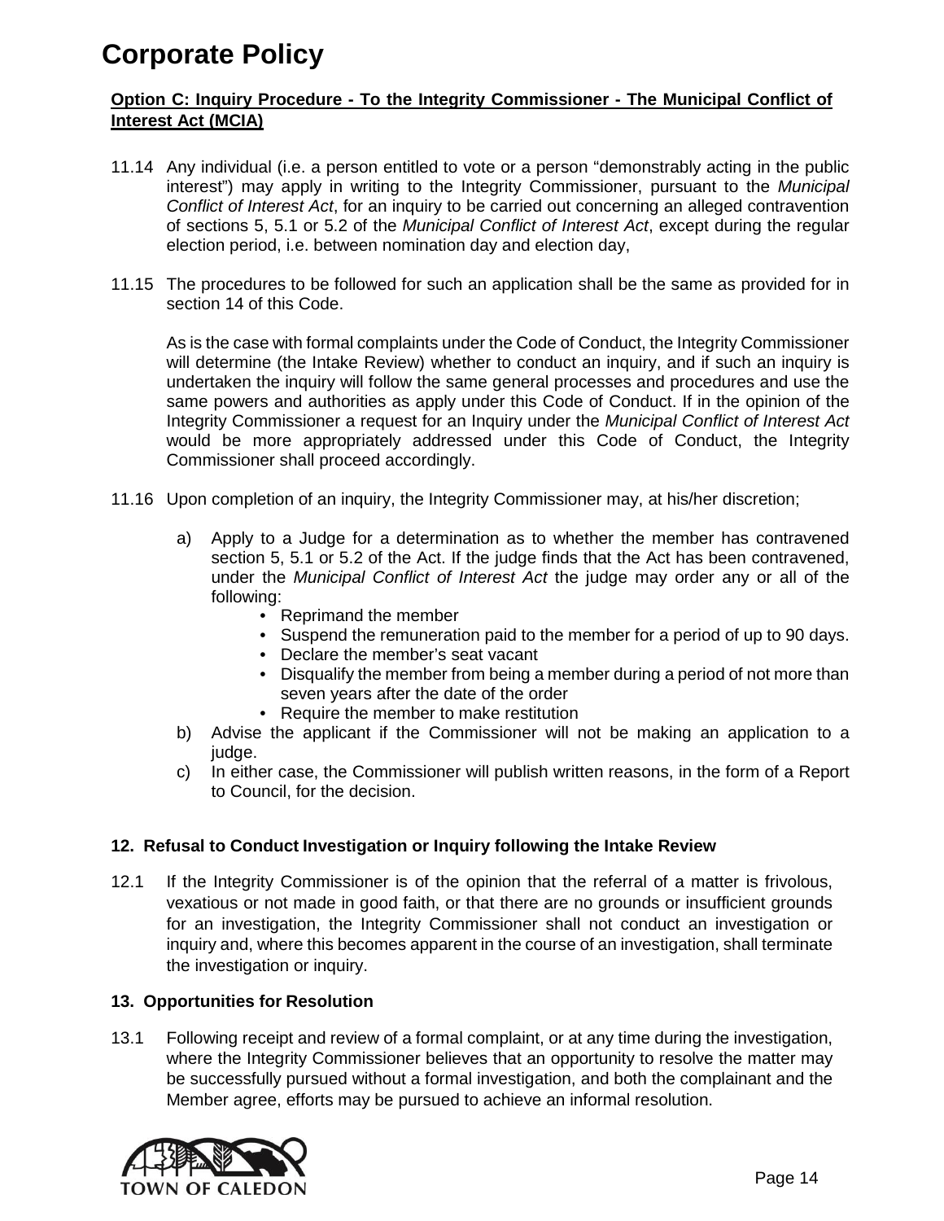**Option C: Inquiry Procedure - To the Integrity Commissioner - The Municipal Conflict of Interest Act (MCIA)**

11.14 Any individual (i.e. a person entitled to vote or a person "demonstrably acting in the public interest") may apply in writing to the Integrity Commissioner, pursuant to the *Municipal Conflict of Interest Act*, for an inquiry to be carried out concerning an alleged contravention of sections 5, 5.1 or 5.2 of the *Municipal Conflict of Interest Act*, except during the regular election period, i.e. between nomination day and election day,

11.15 The procedures to be followed for such an application shall be the same as provided for in section 14 of this Code.

As is the case with formal complaints under the Code of Conduct, the Integrity Commissioner will determine (the Intake Review) whether to conduct an inquiry, and if such an inquiry is undertaken the inquiry will follow the same general processes and procedures and use the same powers and authorities as apply under this Code of Conduct. If in the opinion of the Integrity Commissioner a request for an Inquiry under the *Municipal Conflict of Interest Act* would be more appropriately addressed under this Code of Conduct, the Integrity Commissioner shall proceed accordingly.

11.16 Upon completion of an inquiry, the Integrity Commissioner may, at his/her discretion;

a) Apply to a Judge for a determination as to whether the member has contravened section 5, 5.1 or 5.2 of the Act. If the judge finds that the Act has been contravened, under the *Municipal Conflict of Interest Act* the judge may order any or all of the following:
   - Reprimand the member
   - Suspend the remuneration paid to the member for a period of up to 90 days.
   - Declare the member's seat vacant
   - Disqualify the member from being a member during a period of not more than seven years after the date of the order
   - Require the member to make restitution

b) Advise the applicant if the Commissioner will not be making an application to a judge.

c) In either case, the Commissioner will publish written reasons, in the form of a Report to Council, for the decision.

### 12. Refusal to Conduct Investigation or Inquiry following the Intake Review

12.1 If the Integrity Commissioner is of the opinion that the referral of a matter is frivolous, vexatious or not made in good faith, or that there are no grounds or insufficient grounds for an investigation, the Integrity Commissioner shall not conduct an investigation or inquiry and, where this becomes apparent in the course of an investigation, shall terminate the investigation or inquiry.

### 13. Opportunities for Resolution

13.1 Following receipt and review of a formal complaint, or at any time during the investigation, where the Integrity Commissioner believes that an opportunity to resolve the matter may be successfully pursued without a formal investigation, and both the complainant and the Member agree, efforts may be pursued to achieve an informal resolution.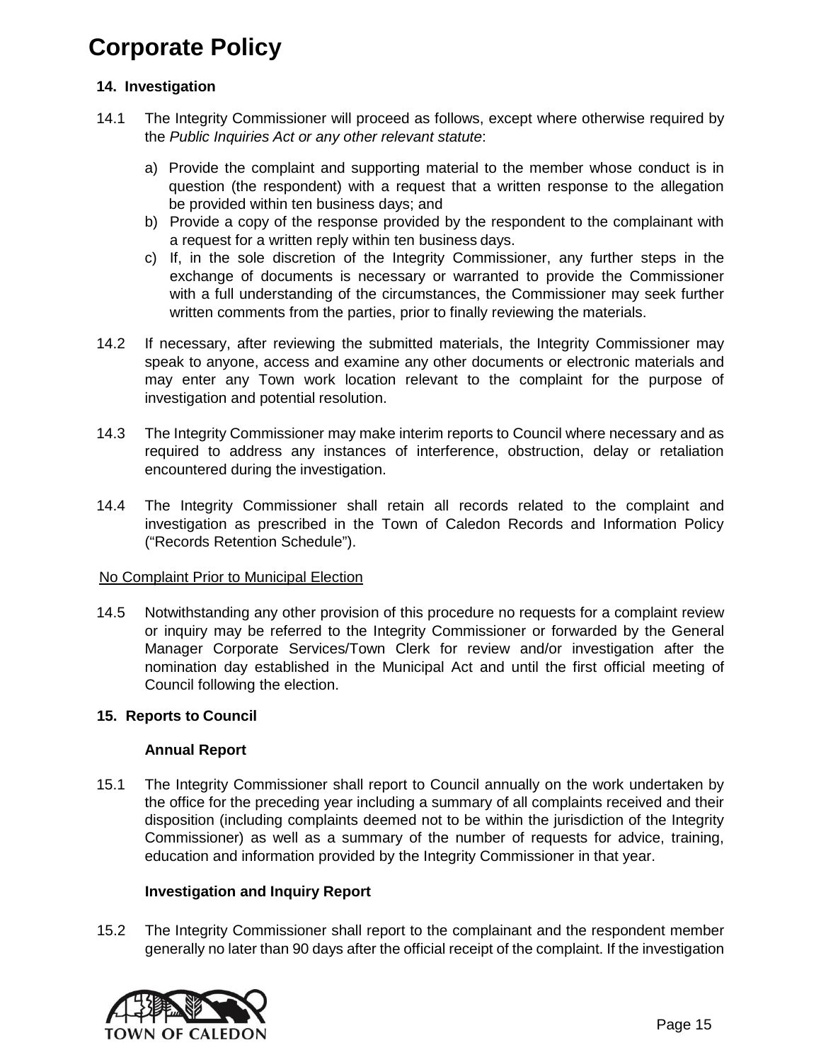# Corporate Policy

**14. Investigation**

14.1 The Integrity Commissioner will proceed as follows, except where otherwise required by the *Public Inquiries Act or any other relevant statute*:

a) Provide the complaint and supporting material to the member whose conduct is in question (the respondent) with a request that a written response to the allegation be provided within ten business days; and

b) Provide a copy of the response provided by the respondent to the complainant with a request for a written reply within ten business days.

c) If, in the sole discretion of the Integrity Commissioner, any further steps in the exchange of documents is necessary or warranted to provide the Commissioner with a full understanding of the circumstances, the Commissioner may seek further written comments from the parties, prior to finally reviewing the materials.

14.2 If necessary, after reviewing the submitted materials, the Integrity Commissioner may speak to anyone, access and examine any other documents or electronic materials and may enter any Town work location relevant to the complaint for the purpose of investigation and potential resolution.

14.3 The Integrity Commissioner may make interim reports to Council where necessary and as required to address any instances of interference, obstruction, delay or retaliation encountered during the investigation.

14.4 The Integrity Commissioner shall retain all records related to the complaint and investigation as prescribed in the Town of Caledon Records and Information Policy ("Records Retention Schedule").

<u>No Complaint Prior to Municipal Election</u>

14.5 Notwithstanding any other provision of this procedure no requests for a complaint review or inquiry may be referred to the Integrity Commissioner or forwarded by the General Manager Corporate Services/Town Clerk for review and/or investigation after the nomination day established in the Municipal Act and until the first official meeting of Council following the election.

**15. Reports to Council**

**Annual Report**

15.1 The Integrity Commissioner shall report to Council annually on the work undertaken by the office for the preceding year including a summary of all complaints received and their disposition (including complaints deemed not to be within the jurisdiction of the Integrity Commissioner) as well as a summary of the number of requests for advice, training, education and information provided by the Integrity Commissioner in that year.

**Investigation and Inquiry Report**

15.2 The Integrity Commissioner shall report to the complainant and the respondent member generally no later than 90 days after the official receipt of the complaint. If the investigation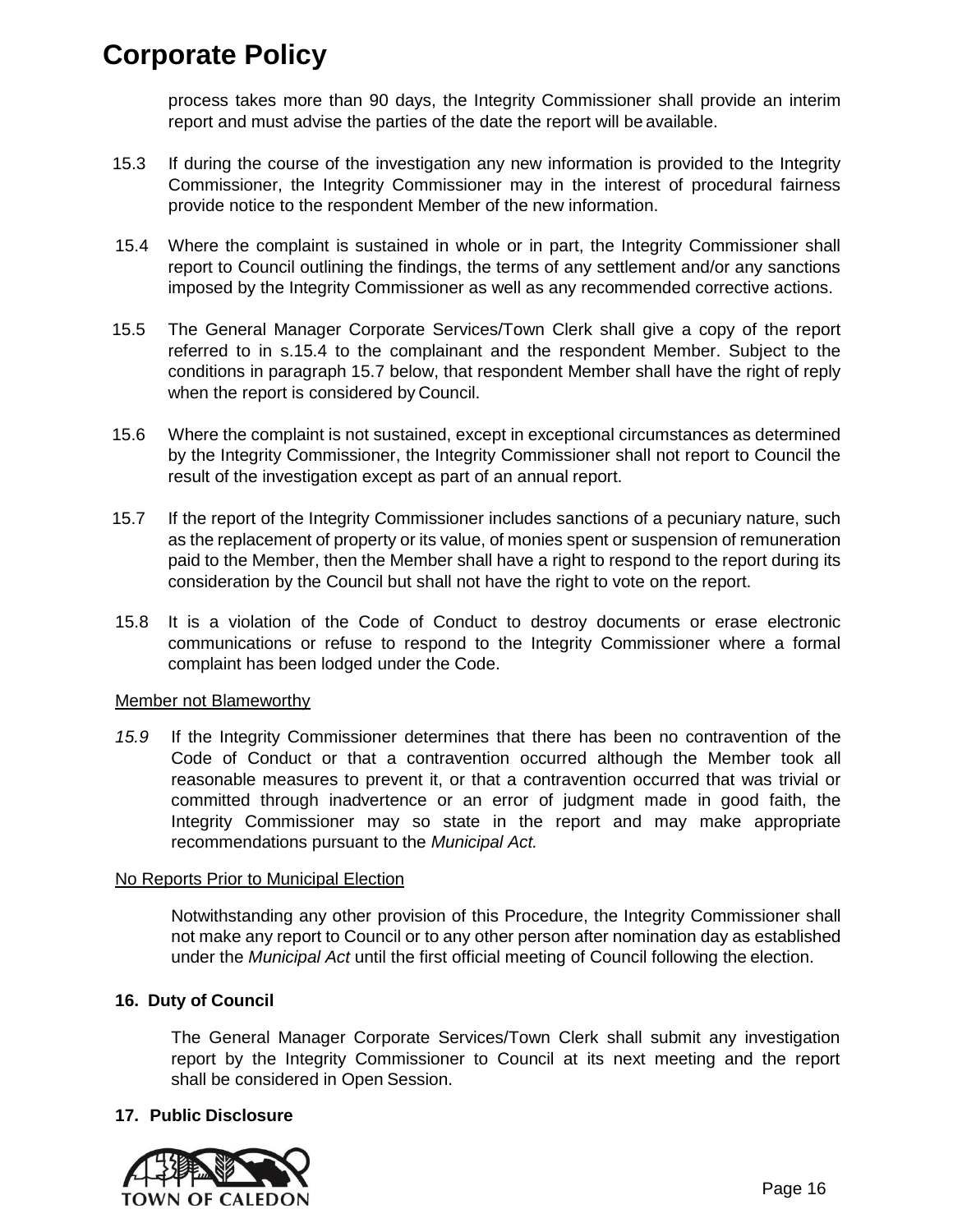process takes more than 90 days, the Integrity Commissioner shall provide an interim report and must advise the parties of the date the report will be available.

15.3 If during the course of the investigation any new information is provided to the Integrity Commissioner, the Integrity Commissioner may in the interest of procedural fairness provide notice to the respondent Member of the new information.

15.4 Where the complaint is sustained in whole or in part, the Integrity Commissioner shall report to Council outlining the findings, the terms of any settlement and/or any sanctions imposed by the Integrity Commissioner as well as any recommended corrective actions.

15.5 The General Manager Corporate Services/Town Clerk shall give a copy of the report referred to in s.15.4 to the complainant and the respondent Member. Subject to the conditions in paragraph 15.7 below, that respondent Member shall have the right of reply when the report is considered by Council.

15.6 Where the complaint is not sustained, except in exceptional circumstances as determined by the Integrity Commissioner, the Integrity Commissioner shall not report to Council the result of the investigation except as part of an annual report.

15.7 If the report of the Integrity Commissioner includes sanctions of a pecuniary nature, such as the replacement of property or its value, of monies spent or suspension of remuneration paid to the Member, then the Member shall have a right to respond to the report during its consideration by the Council but shall not have the right to vote on the report.

15.8 It is a violation of the Code of Conduct to destroy documents or erase electronic communications or refuse to respond to the Integrity Commissioner where a formal complaint has been lodged under the Code.

<u>Member not Blameworthy</u>

*15.9* If the Integrity Commissioner determines that there has been no contravention of the Code of Conduct or that a contravention occurred although the Member took all reasonable measures to prevent it, or that a contravention occurred that was trivial or committed through inadvertence or an error of judgment made in good faith, the Integrity Commissioner may so state in the report and may make appropriate recommendations pursuant to the *Municipal Act.*

<u>No Reports Prior to Municipal Election</u>

Notwithstanding any other provision of this Procedure, the Integrity Commissioner shall not make any report to Council or to any other person after nomination day as established under the *Municipal Act* until the first official meeting of Council following the election.

**16. Duty of Council**

The General Manager Corporate Services/Town Clerk shall submit any investigation report by the Integrity Commissioner to Council at its next meeting and the report shall be considered in Open Session.

**17. Public Disclosure**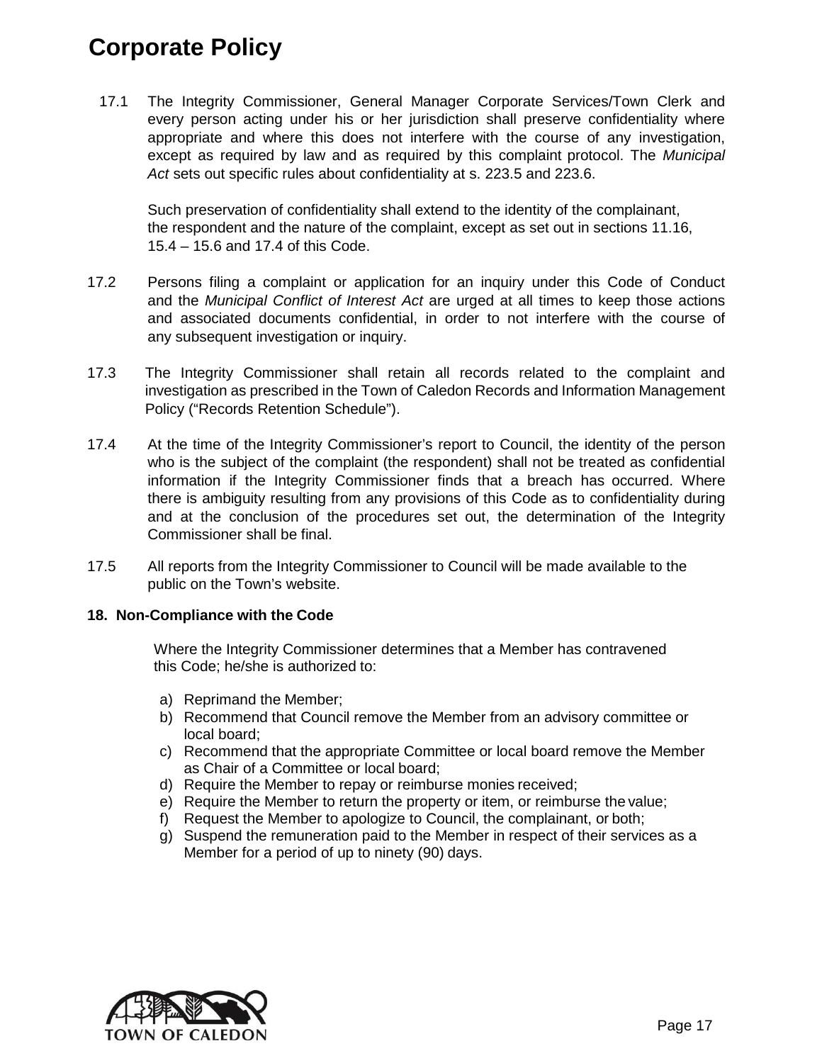17.1 The Integrity Commissioner, General Manager Corporate Services/Town Clerk and every person acting under his or her jurisdiction shall preserve confidentiality where appropriate and where this does not interfere with the course of any investigation, except as required by law and as required by this complaint protocol. The *Municipal Act* sets out specific rules about confidentiality at s. 223.5 and 223.6.

Such preservation of confidentiality shall extend to the identity of the complainant, the respondent and the nature of the complaint, except as set out in sections 11.16, 15.4 – 15.6 and 17.4 of this Code.

17.2 Persons filing a complaint or application for an inquiry under this Code of Conduct and the *Municipal Conflict of Interest Act* are urged at all times to keep those actions and associated documents confidential, in order to not interfere with the course of any subsequent investigation or inquiry.

17.3 The Integrity Commissioner shall retain all records related to the complaint and investigation as prescribed in the Town of Caledon Records and Information Management Policy ("Records Retention Schedule").

17.4 At the time of the Integrity Commissioner's report to Council, the identity of the person who is the subject of the complaint (the respondent) shall not be treated as confidential information if the Integrity Commissioner finds that a breach has occurred. Where there is ambiguity resulting from any provisions of this Code as to confidentiality during and at the conclusion of the procedures set out, the determination of the Integrity Commissioner shall be final.

17.5 All reports from the Integrity Commissioner to Council will be made available to the public on the Town's website.

**18. Non-Compliance with the Code**

Where the Integrity Commissioner determines that a Member has contravened this Code; he/she is authorized to:

a) Reprimand the Member;
b) Recommend that Council remove the Member from an advisory committee or local board;
c) Recommend that the appropriate Committee or local board remove the Member as Chair of a Committee or local board;
d) Require the Member to repay or reimburse monies received;
e) Require the Member to return the property or item, or reimburse the value;
f) Request the Member to apologize to Council, the complainant, or both;
g) Suspend the remuneration paid to the Member in respect of their services as a Member for a period of up to ninety (90) days.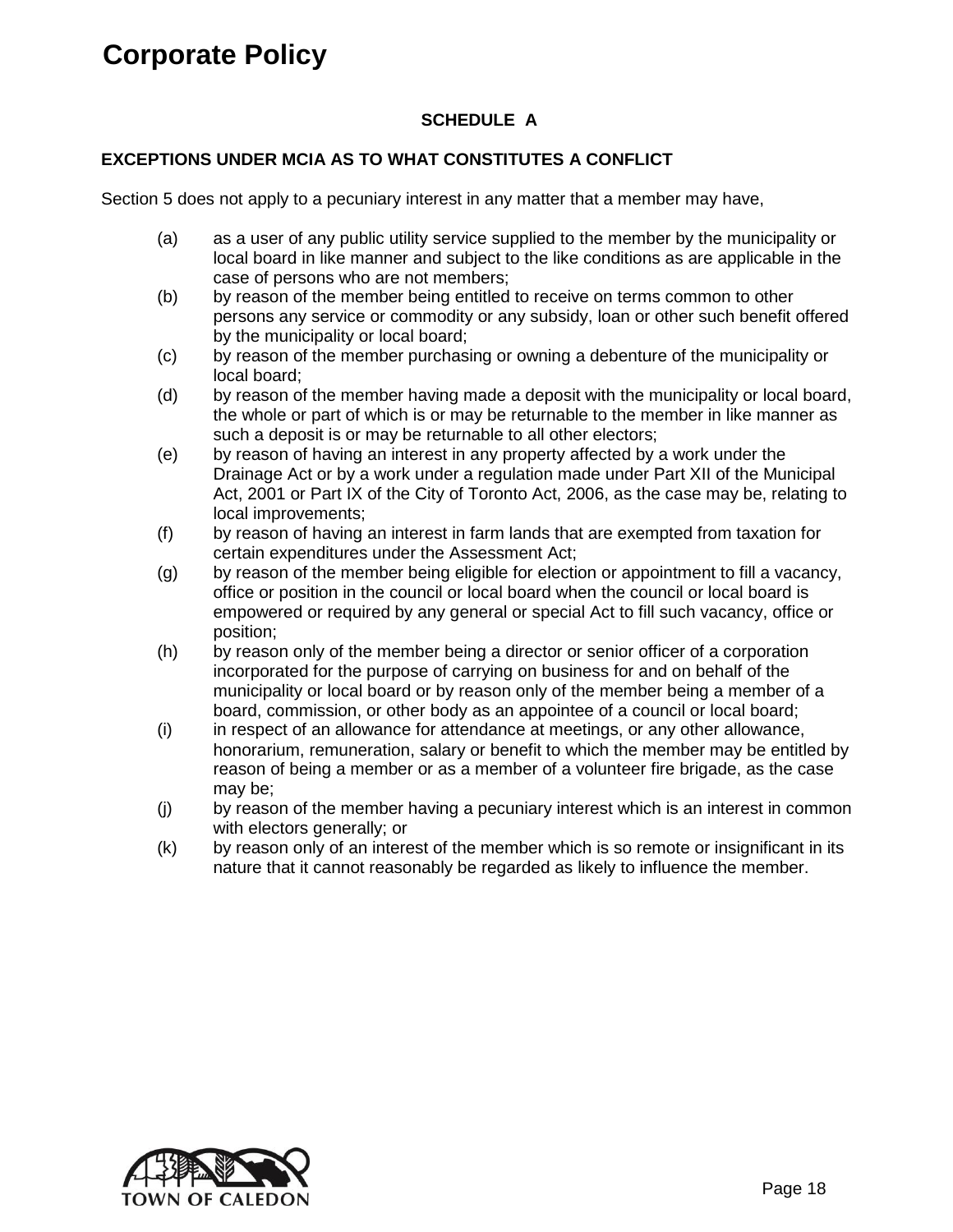**SCHEDULE A**

**EXCEPTIONS UNDER MCIA AS TO WHAT CONSTITUTES A CONFLICT**

Section 5 does not apply to a pecuniary interest in any matter that a member may have,

(a) as a user of any public utility service supplied to the member by the municipality or local board in like manner and subject to the like conditions as are applicable in the case of persons who are not members;

(b) by reason of the member being entitled to receive on terms common to other persons any service or commodity or any subsidy, loan or other such benefit offered by the municipality or local board;

(c) by reason of the member purchasing or owning a debenture of the municipality or local board;

(d) by reason of the member having made a deposit with the municipality or local board, the whole or part of which is or may be returnable to the member in like manner as such a deposit is or may be returnable to all other electors;

(e) by reason of having an interest in any property affected by a work under the Drainage Act or by a work under a regulation made under Part XII of the Municipal Act, 2001 or Part IX of the City of Toronto Act, 2006, as the case may be, relating to local improvements;

(f) by reason of having an interest in farm lands that are exempted from taxation for certain expenditures under the Assessment Act;

(g) by reason of the member being eligible for election or appointment to fill a vacancy, office or position in the council or local board when the council or local board is empowered or required by any general or special Act to fill such vacancy, office or position;

(h) by reason only of the member being a director or senior officer of a corporation incorporated for the purpose of carrying on business for and on behalf of the municipality or local board or by reason only of the member being a member of a board, commission, or other body as an appointee of a council or local board;

(i) in respect of an allowance for attendance at meetings, or any other allowance, honorarium, remuneration, salary or benefit to which the member may be entitled by reason of being a member or as a member of a volunteer fire brigade, as the case may be;

(j) by reason of the member having a pecuniary interest which is an interest in common with electors generally; or

(k) by reason only of an interest of the member which is so remote or insignificant in its nature that it cannot reasonably be regarded as likely to influence the member.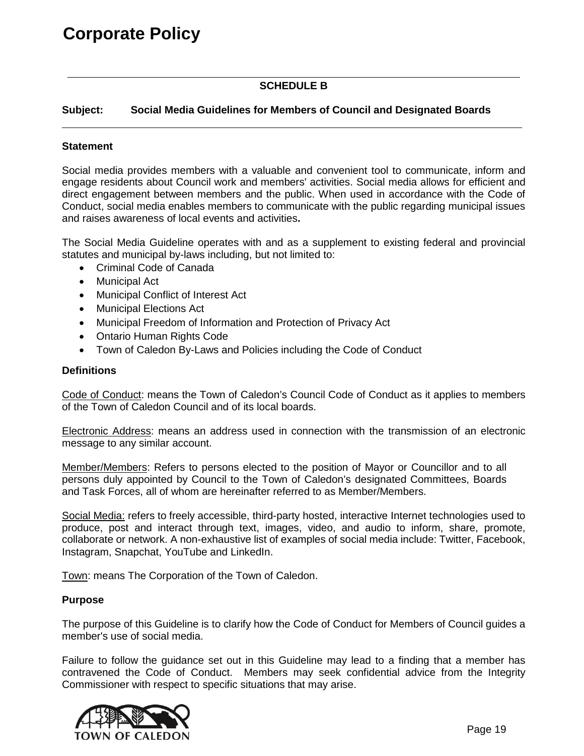# Corporate Policy

**SCHEDULE B**

**Subject: Social Media Guidelines for Members of Council and Designated Boards**

**Statement**

Social media provides members with a valuable and convenient tool to communicate, inform and engage residents about Council work and members' activities. Social media allows for efficient and direct engagement between members and the public. When used in accordance with the Code of Conduct, social media enables members to communicate with the public regarding municipal issues and raises awareness of local events and activities**.**

The Social Media Guideline operates with and as a supplement to existing federal and provincial statutes and municipal by-laws including, but not limited to:

- Criminal Code of Canada
- Municipal Act
- Municipal Conflict of Interest Act
- Municipal Elections Act
- Municipal Freedom of Information and Protection of Privacy Act
- Ontario Human Rights Code
- Town of Caledon By-Laws and Policies including the Code of Conduct

**Definitions**

Code of Conduct: means the Town of Caledon's Council Code of Conduct as it applies to members of the Town of Caledon Council and of its local boards.

Electronic Address: means an address used in connection with the transmission of an electronic message to any similar account.

Member/Members: Refers to persons elected to the position of Mayor or Councillor and to all persons duly appointed by Council to the Town of Caledon's designated Committees, Boards and Task Forces, all of whom are hereinafter referred to as Member/Members.

Social Media: refers to freely accessible, third-party hosted, interactive Internet technologies used to produce, post and interact through text, images, video, and audio to inform, share, promote, collaborate or network. A non-exhaustive list of examples of social media include: Twitter, Facebook, Instagram, Snapchat, YouTube and LinkedIn.

Town: means The Corporation of the Town of Caledon.

**Purpose**

The purpose of this Guideline is to clarify how the Code of Conduct for Members of Council guides a member's use of social media.

Failure to follow the guidance set out in this Guideline may lead to a finding that a member has contravened the Code of Conduct. Members may seek confidential advice from the Integrity Commissioner with respect to specific situations that may arise.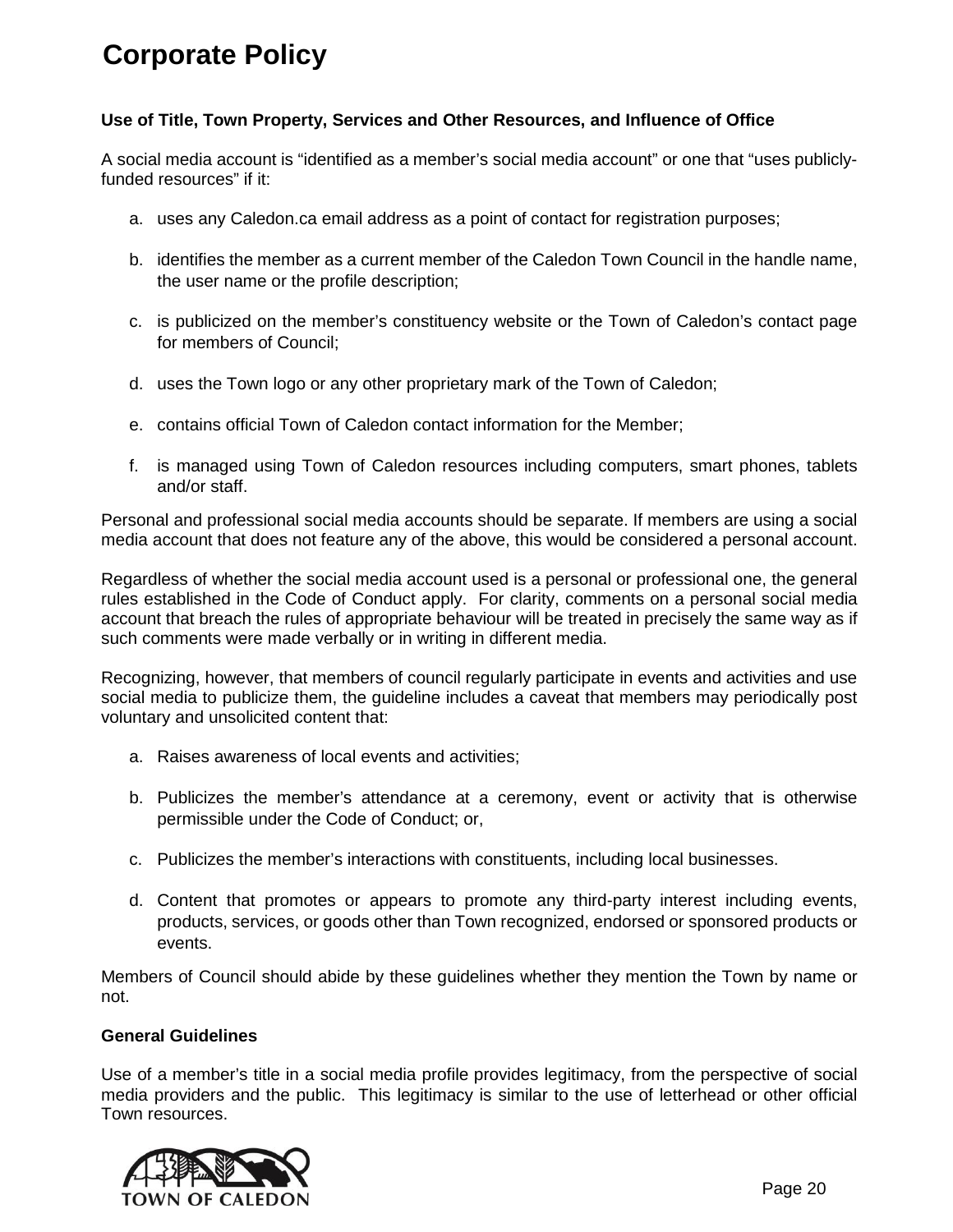# Corporate Policy

**Use of Title, Town Property, Services and Other Resources, and Influence of Office**

A social media account is "identified as a member's social media account" or one that "uses publicly-funded resources" if it:

a. uses any Caledon.ca email address as a point of contact for registration purposes;

b. identifies the member as a current member of the Caledon Town Council in the handle name, the user name or the profile description;

c. is publicized on the member's constituency website or the Town of Caledon's contact page for members of Council;

d. uses the Town logo or any other proprietary mark of the Town of Caledon;

e. contains official Town of Caledon contact information for the Member;

f. is managed using Town of Caledon resources including computers, smart phones, tablets and/or staff.

Personal and professional social media accounts should be separate. If members are using a social media account that does not feature any of the above, this would be considered a personal account.

Regardless of whether the social media account used is a personal or professional one, the general rules established in the Code of Conduct apply. For clarity, comments on a personal social media account that breach the rules of appropriate behaviour will be treated in precisely the same way as if such comments were made verbally or in writing in different media.

Recognizing, however, that members of council regularly participate in events and activities and use social media to publicize them, the guideline includes a caveat that members may periodically post voluntary and unsolicited content that:

a. Raises awareness of local events and activities;

b. Publicizes the member's attendance at a ceremony, event or activity that is otherwise permissible under the Code of Conduct; or,

c. Publicizes the member's interactions with constituents, including local businesses.

d. Content that promotes or appears to promote any third-party interest including events, products, services, or goods other than Town recognized, endorsed or sponsored products or events.

Members of Council should abide by these guidelines whether they mention the Town by name or not.

**General Guidelines**

Use of a member's title in a social media profile provides legitimacy, from the perspective of social media providers and the public. This legitimacy is similar to the use of letterhead or other official Town resources.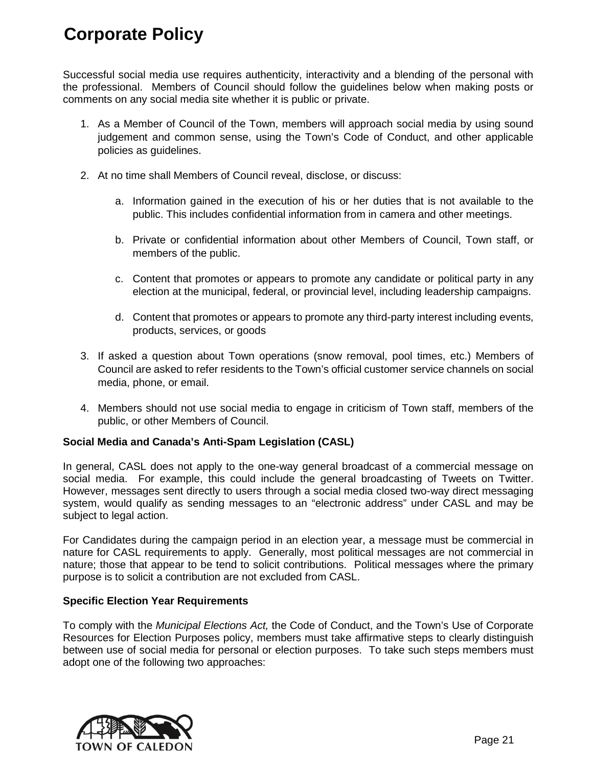# Corporate Policy

Successful social media use requires authenticity, interactivity and a blending of the personal with the professional. Members of Council should follow the guidelines below when making posts or comments on any social media site whether it is public or private.

1. As a Member of Council of the Town, members will approach social media by using sound judgement and common sense, using the Town's Code of Conduct, and other applicable policies as guidelines.

2. At no time shall Members of Council reveal, disclose, or discuss:

    a. Information gained in the execution of his or her duties that is not available to the public. This includes confidential information from in camera and other meetings.

    b. Private or confidential information about other Members of Council, Town staff, or members of the public.

    c. Content that promotes or appears to promote any candidate or political party in any election at the municipal, federal, or provincial level, including leadership campaigns.

    d. Content that promotes or appears to promote any third-party interest including events, products, services, or goods

3. If asked a question about Town operations (snow removal, pool times, etc.) Members of Council are asked to refer residents to the Town's official customer service channels on social media, phone, or email.

4. Members should not use social media to engage in criticism of Town staff, members of the public, or other Members of Council.

**Social Media and Canada's Anti-Spam Legislation (CASL)**

In general, CASL does not apply to the one-way general broadcast of a commercial message on social media. For example, this could include the general broadcasting of Tweets on Twitter. However, messages sent directly to users through a social media closed two-way direct messaging system, would qualify as sending messages to an "electronic address" under CASL and may be subject to legal action.

For Candidates during the campaign period in an election year, a message must be commercial in nature for CASL requirements to apply. Generally, most political messages are not commercial in nature; those that appear to be tend to solicit contributions. Political messages where the primary purpose is to solicit a contribution are not excluded from CASL.

**Specific Election Year Requirements**

To comply with the *Municipal Elections Act,* the Code of Conduct, and the Town's Use of Corporate Resources for Election Purposes policy, members must take affirmative steps to clearly distinguish between use of social media for personal or election purposes. To take such steps members must adopt one of the following two approaches: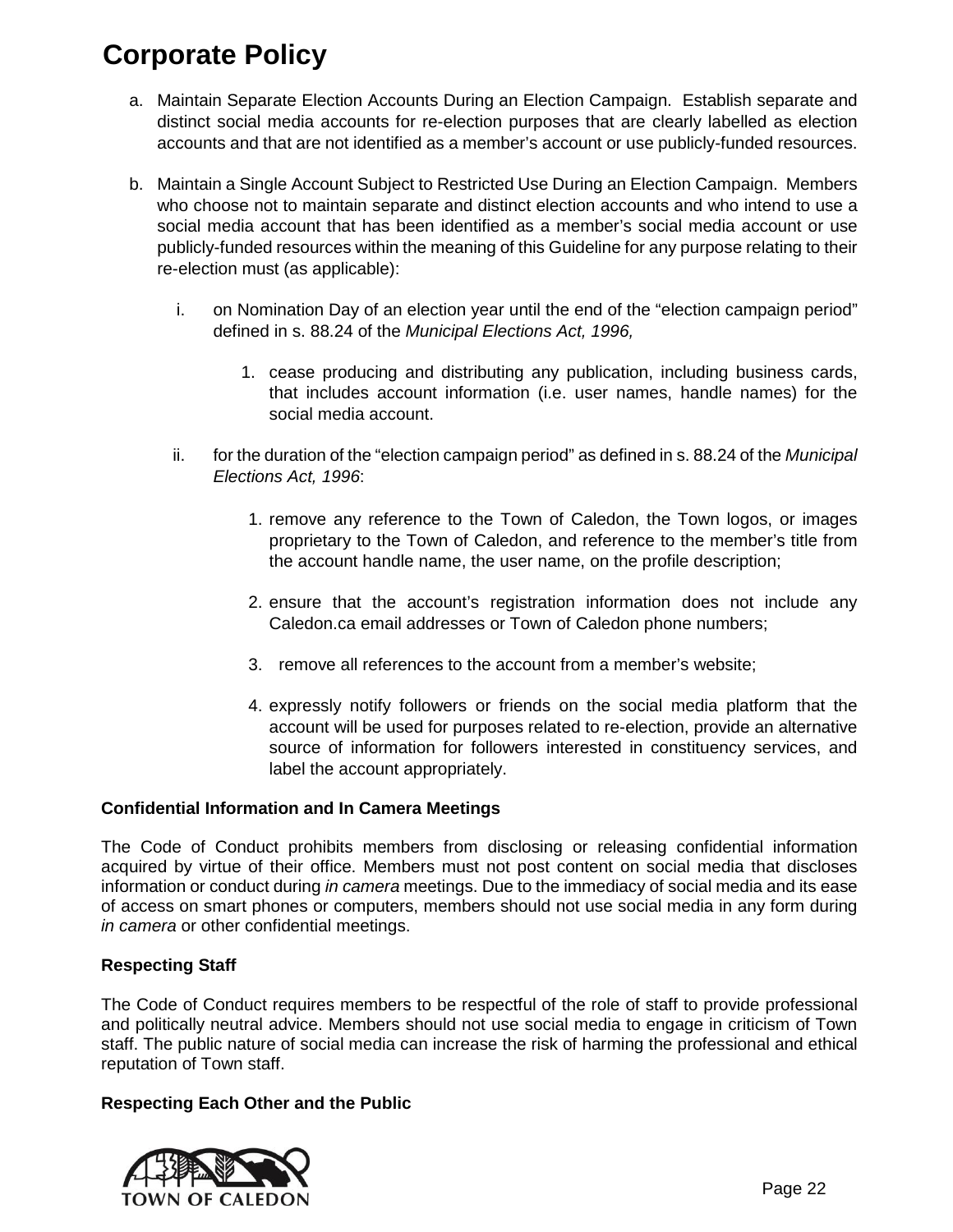# Corporate Policy

a. Maintain Separate Election Accounts During an Election Campaign. Establish separate and distinct social media accounts for re-election purposes that are clearly labelled as election accounts and that are not identified as a member's account or use publicly-funded resources.

b. Maintain a Single Account Subject to Restricted Use During an Election Campaign. Members who choose not to maintain separate and distinct election accounts and who intend to use a social media account that has been identified as a member's social media account or use publicly-funded resources within the meaning of this Guideline for any purpose relating to their re-election must (as applicable):

   i. on Nomination Day of an election year until the end of the "election campaign period" defined in s. 88.24 of the *Municipal Elections Act, 1996,*

      1. cease producing and distributing any publication, including business cards, that includes account information (i.e. user names, handle names) for the social media account.

   ii. for the duration of the "election campaign period" as defined in s. 88.24 of the *Municipal Elections Act, 1996*:

      1. remove any reference to the Town of Caledon, the Town logos, or images proprietary to the Town of Caledon, and reference to the member's title from the account handle name, the user name, on the profile description;

      2. ensure that the account's registration information does not include any Caledon.ca email addresses or Town of Caledon phone numbers;

      3. remove all references to the account from a member's website;

      4. expressly notify followers or friends on the social media platform that the account will be used for purposes related to re-election, provide an alternative source of information for followers interested in constituency services, and label the account appropriately.

**Confidential Information and In Camera Meetings**

The Code of Conduct prohibits members from disclosing or releasing confidential information acquired by virtue of their office. Members must not post content on social media that discloses information or conduct during *in camera* meetings. Due to the immediacy of social media and its ease of access on smart phones or computers, members should not use social media in any form during *in camera* or other confidential meetings.

**Respecting Staff**

The Code of Conduct requires members to be respectful of the role of staff to provide professional and politically neutral advice. Members should not use social media to engage in criticism of Town staff. The public nature of social media can increase the risk of harming the professional and ethical reputation of Town staff.

**Respecting Each Other and the Public**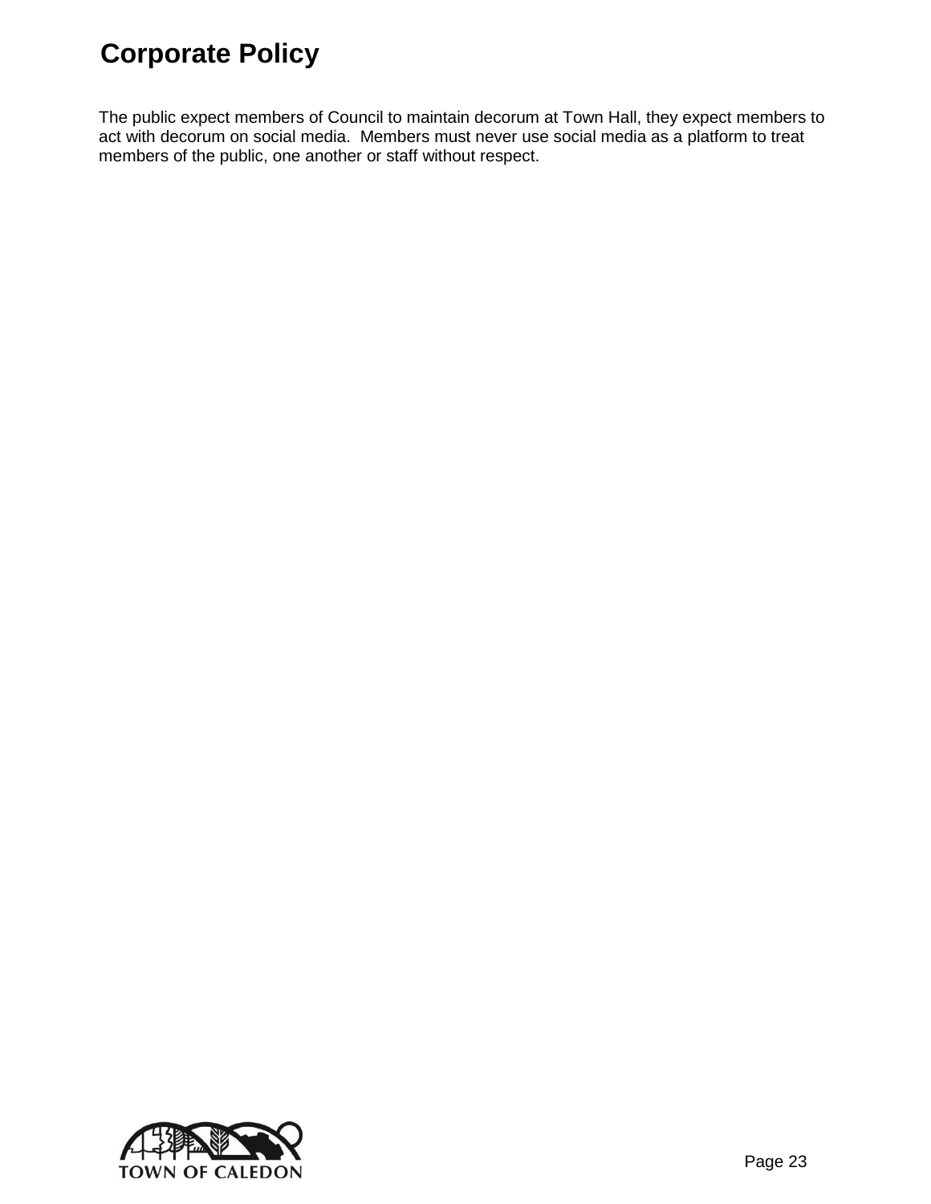# Corporate Policy

The public expect members of Council to maintain decorum at Town Hall, they expect members to act with decorum on social media. Members must never use social media as a platform to treat members of the public, one another or staff without respect.